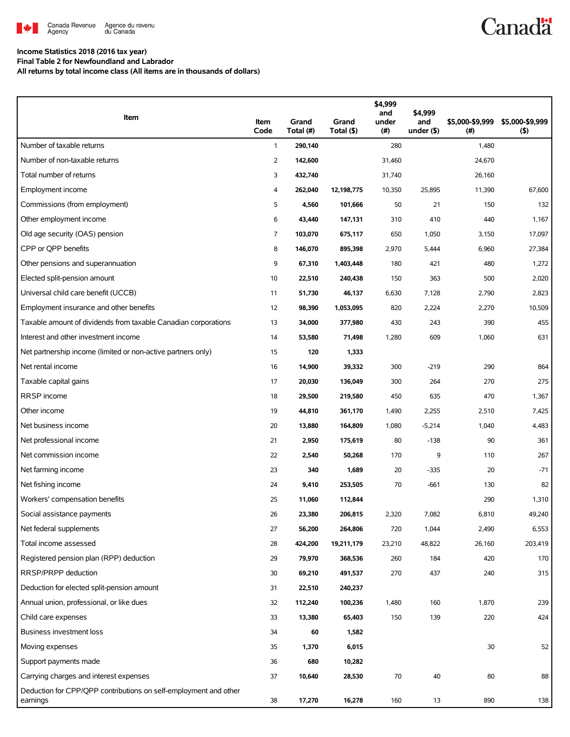Canada Revenue Agency / Agence du revenu du Canada

**Income Statistics 2018 (2016 tax year)**
**Final Table 2 for Newfoundland and Labrador**
**All returns by total income class (All items are in thousands of dollars)**

| Item | Item Code | Grand Total (#) | Grand Total ($) | $4,999 and under (#) | $4,999 and under ($) | $5,000-$9,999 (#) | $5,000-$9,999 ($) |
|---|---|---|---|---|---|---|---|
| Number of taxable returns | 1 | **290,140** | | 280 | | 1,480 | |
| Number of non-taxable returns | 2 | **142,600** | | 31,460 | | 24,670 | |
| Total number of returns | 3 | **432,740** | | 31,740 | | 26,160 | |
| Employment income | 4 | **262,040** | **12,198,775** | 10,350 | 25,895 | 11,390 | 67,600 |
| Commissions (from employment) | 5 | **4,560** | **101,666** | 50 | 21 | 150 | 132 |
| Other employment income | 6 | **43,440** | **147,131** | 310 | 410 | 440 | 1,167 |
| Old age security (OAS) pension | 7 | **103,070** | **675,117** | 650 | 1,050 | 3,150 | 17,097 |
| CPP or QPP benefits | 8 | **146,070** | **895,398** | 2,970 | 5,444 | 6,960 | 27,384 |
| Other pensions and superannuation | 9 | **67,310** | **1,403,448** | 180 | 421 | 480 | 1,272 |
| Elected split-pension amount | 10 | **22,510** | **240,438** | 150 | 363 | 500 | 2,020 |
| Universal child care benefit (UCCB) | 11 | **51,730** | **46,137** | 6,630 | 7,128 | 2,790 | 2,823 |
| Employment insurance and other benefits | 12 | **98,390** | **1,053,095** | 820 | 2,224 | 2,270 | 10,509 |
| Taxable amount of dividends from taxable Canadian corporations | 13 | **34,000** | **377,980** | 430 | 243 | 390 | 455 |
| Interest and other investment income | 14 | **53,580** | **71,498** | 1,280 | 609 | 1,060 | 631 |
| Net partnership income (limited or non-active partners only) | 15 | **120** | **1,333** | | | | |
| Net rental income | 16 | **14,900** | **39,332** | 300 | -219 | 290 | 864 |
| Taxable capital gains | 17 | **20,030** | **136,049** | 300 | 264 | 270 | 275 |
| RRSP income | 18 | **29,500** | **219,580** | 450 | 635 | 470 | 1,367 |
| Other income | 19 | **44,810** | **361,170** | 1,490 | 2,255 | 2,510 | 7,425 |
| Net business income | 20 | **13,880** | **164,809** | 1,080 | -5,214 | 1,040 | 4,483 |
| Net professional income | 21 | **2,950** | **175,619** | 80 | -138 | 90 | 361 |
| Net commission income | 22 | **2,540** | **50,268** | 170 | 9 | 110 | 267 |
| Net farming income | 23 | **340** | **1,689** | 20 | -335 | 20 | -71 |
| Net fishing income | 24 | **9,410** | **253,505** | 70 | -661 | 130 | 82 |
| Workers' compensation benefits | 25 | **11,060** | **112,844** | | | 290 | 1,310 |
| Social assistance payments | 26 | **23,380** | **206,815** | 2,320 | 7,082 | 6,810 | 49,240 |
| Net federal supplements | 27 | **56,200** | **264,806** | 720 | 1,044 | 2,490 | 6,553 |
| Total income assessed | 28 | **424,200** | **19,211,179** | 23,210 | 48,822 | 26,160 | 203,419 |
| Registered pension plan (RPP) deduction | 29 | **79,970** | **368,536** | 260 | 184 | 420 | 170 |
| RRSP/PRPP deduction | 30 | **69,210** | **491,537** | 270 | 437 | 240 | 315 |
| Deduction for elected split-pension amount | 31 | **22,510** | **240,237** | | | | |
| Annual union, professional, or like dues | 32 | **112,240** | **100,236** | 1,480 | 160 | 1,870 | 239 |
| Child care expenses | 33 | **13,380** | **65,403** | 150 | 139 | 220 | 424 |
| Business investment loss | 34 | **60** | **1,582** | | | | |
| Moving expenses | 35 | **1,370** | **6,015** | | | 30 | 52 |
| Support payments made | 36 | **680** | **10,282** | | | | |
| Carrying charges and interest expenses | 37 | **10,640** | **28,530** | 70 | 40 | 80 | 88 |
| Deduction for CPP/QPP contributions on self-employment and other earnings | 38 | **17,270** | **16,278** | 160 | 13 | 890 | 138 |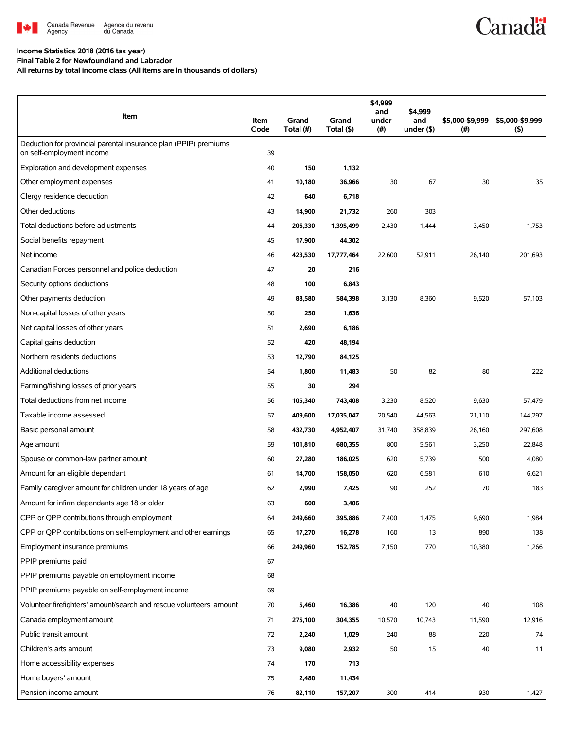**Income Statistics 2018 (2016 tax year)**
**Final Table 2 for Newfoundland and Labrador**
**All returns by total income class (All items are in thousands of dollars)**

| Item | Item Code | Grand Total (#) | Grand Total ($) | $4,999 and under (#) | $4,999 and under ($) | $5,000-$9,999 (#) | $5,000-$9,999 ($) |
|---|---|---|---|---|---|---|---|
| Deduction for provincial parental insurance plan (PPIP) premiums on self-employment income | 39 | | | | | | |
| Exploration and development expenses | 40 | **150** | **1,132** | | | | |
| Other employment expenses | 41 | **10,180** | **36,966** | 30 | 67 | 30 | 35 |
| Clergy residence deduction | 42 | **640** | **6,718** | | | | |
| Other deductions | 43 | **14,900** | **21,732** | 260 | 303 | | |
| Total deductions before adjustments | 44 | **206,330** | **1,395,499** | 2,430 | 1,444 | 3,450 | 1,753 |
| Social benefits repayment | 45 | **17,900** | **44,302** | | | | |
| Net income | 46 | **423,530** | **17,777,464** | 22,600 | 52,911 | 26,140 | 201,693 |
| Canadian Forces personnel and police deduction | 47 | **20** | **216** | | | | |
| Security options deductions | 48 | **100** | **6,843** | | | | |
| Other payments deduction | 49 | **88,580** | **584,398** | 3,130 | 8,360 | 9,520 | 57,103 |
| Non-capital losses of other years | 50 | **250** | **1,636** | | | | |
| Net capital losses of other years | 51 | **2,690** | **6,186** | | | | |
| Capital gains deduction | 52 | **420** | **48,194** | | | | |
| Northern residents deductions | 53 | **12,790** | **84,125** | | | | |
| Additional deductions | 54 | **1,800** | **11,483** | 50 | 82 | 80 | 222 |
| Farming/fishing losses of prior years | 55 | **30** | **294** | | | | |
| Total deductions from net income | 56 | **105,340** | **743,408** | 3,230 | 8,520 | 9,630 | 57,479 |
| Taxable income assessed | 57 | **409,600** | **17,035,047** | 20,540 | 44,563 | 21,110 | 144,297 |
| Basic personal amount | 58 | **432,730** | **4,952,407** | 31,740 | 358,839 | 26,160 | 297,608 |
| Age amount | 59 | **101,810** | **680,355** | 800 | 5,561 | 3,250 | 22,848 |
| Spouse or common-law partner amount | 60 | **27,280** | **186,025** | 620 | 5,739 | 500 | 4,080 |
| Amount for an eligible dependant | 61 | **14,700** | **158,050** | 620 | 6,581 | 610 | 6,621 |
| Family caregiver amount for children under 18 years of age | 62 | **2,990** | **7,425** | 90 | 252 | 70 | 183 |
| Amount for infirm dependants age 18 or older | 63 | **600** | **3,406** | | | | |
| CPP or QPP contributions through employment | 64 | **249,660** | **395,886** | 7,400 | 1,475 | 9,690 | 1,984 |
| CPP or QPP contributions on self-employment and other earnings | 65 | **17,270** | **16,278** | 160 | 13 | 890 | 138 |
| Employment insurance premiums | 66 | **249,960** | **152,785** | 7,150 | 770 | 10,380 | 1,266 |
| PPIP premiums paid | 67 | | | | | | |
| PPIP premiums payable on employment income | 68 | | | | | | |
| PPIP premiums payable on self-employment income | 69 | | | | | | |
| Volunteer firefighters' amount/search and rescue volunteers' amount | 70 | **5,460** | **16,386** | 40 | 120 | 40 | 108 |
| Canada employment amount | 71 | **275,100** | **304,355** | 10,570 | 10,743 | 11,590 | 12,916 |
| Public transit amount | 72 | **2,240** | **1,029** | 240 | 88 | 220 | 74 |
| Children's arts amount | 73 | **9,080** | **2,932** | 50 | 15 | 40 | 11 |
| Home accessibility expenses | 74 | **170** | **713** | | | | |
| Home buyers' amount | 75 | **2,480** | **11,434** | | | | |
| Pension income amount | 76 | **82,110** | **157,207** | 300 | 414 | 930 | 1,427 |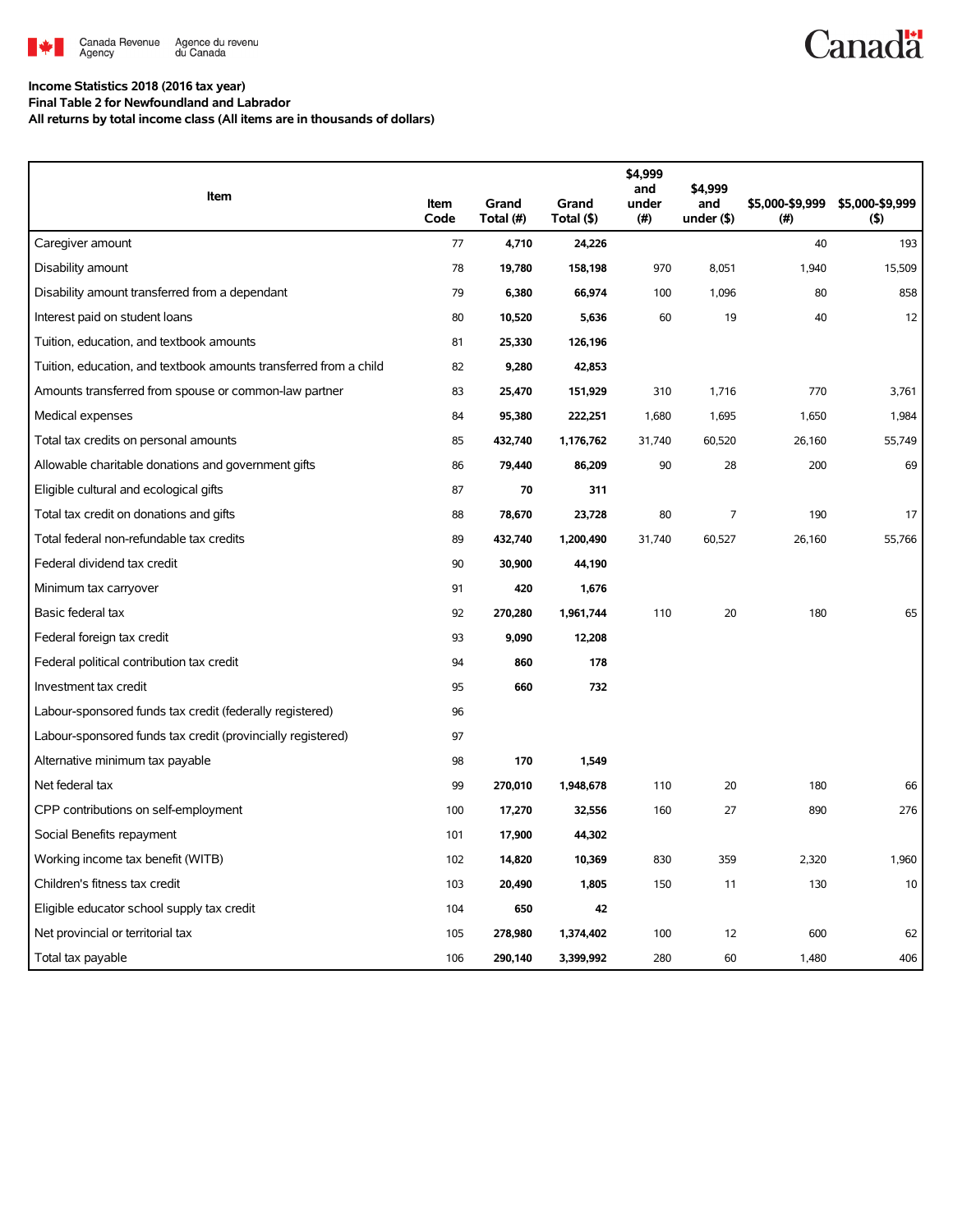**Income Statistics 2018 (2016 tax year)**
**Final Table 2 for Newfoundland and Labrador**
**All returns by total income class (All items are in thousands of dollars)**

| Item | Item Code | Grand Total (#) | Grand Total ($) | $4,999 and under (#) | $4,999 and under ($) | $5,000-$9,999 (#) | $5,000-$9,999 ($) |
|---|---|---|---|---|---|---|---|
| Caregiver amount | 77 | 4,710 | 24,226 | | | 40 | 193 |
| Disability amount | 78 | 19,780 | 158,198 | 970 | 8,051 | 1,940 | 15,509 |
| Disability amount transferred from a dependant | 79 | 6,380 | 66,974 | 100 | 1,096 | 80 | 858 |
| Interest paid on student loans | 80 | 10,520 | 5,636 | 60 | 19 | 40 | 12 |
| Tuition, education, and textbook amounts | 81 | 25,330 | 126,196 | | | | |
| Tuition, education, and textbook amounts transferred from a child | 82 | 9,280 | 42,853 | | | | |
| Amounts transferred from spouse or common-law partner | 83 | 25,470 | 151,929 | 310 | 1,716 | 770 | 3,761 |
| Medical expenses | 84 | 95,380 | 222,251 | 1,680 | 1,695 | 1,650 | 1,984 |
| Total tax credits on personal amounts | 85 | 432,740 | 1,176,762 | 31,740 | 60,520 | 26,160 | 55,749 |
| Allowable charitable donations and government gifts | 86 | 79,440 | 86,209 | 90 | 28 | 200 | 69 |
| Eligible cultural and ecological gifts | 87 | 70 | 311 | | | | |
| Total tax credit on donations and gifts | 88 | 78,670 | 23,728 | 80 | 7 | 190 | 17 |
| Total federal non-refundable tax credits | 89 | 432,740 | 1,200,490 | 31,740 | 60,527 | 26,160 | 55,766 |
| Federal dividend tax credit | 90 | 30,900 | 44,190 | | | | |
| Minimum tax carryover | 91 | 420 | 1,676 | | | | |
| Basic federal tax | 92 | 270,280 | 1,961,744 | 110 | 20 | 180 | 65 |
| Federal foreign tax credit | 93 | 9,090 | 12,208 | | | | |
| Federal political contribution tax credit | 94 | 860 | 178 | | | | |
| Investment tax credit | 95 | 660 | 732 | | | | |
| Labour-sponsored funds tax credit (federally registered) | 96 | | | | | | |
| Labour-sponsored funds tax credit (provincially registered) | 97 | | | | | | |
| Alternative minimum tax payable | 98 | 170 | 1,549 | | | | |
| Net federal tax | 99 | 270,010 | 1,948,678 | 110 | 20 | 180 | 66 |
| CPP contributions on self-employment | 100 | 17,270 | 32,556 | 160 | 27 | 890 | 276 |
| Social Benefits repayment | 101 | 17,900 | 44,302 | | | | |
| Working income tax benefit (WITB) | 102 | 14,820 | 10,369 | 830 | 359 | 2,320 | 1,960 |
| Children's fitness tax credit | 103 | 20,490 | 1,805 | 150 | 11 | 130 | 10 |
| Eligible educator school supply tax credit | 104 | 650 | 42 | | | | |
| Net provincial or territorial tax | 105 | 278,980 | 1,374,402 | 100 | 12 | 600 | 62 |
| Total tax payable | 106 | 290,140 | 3,399,992 | 280 | 60 | 1,480 | 406 |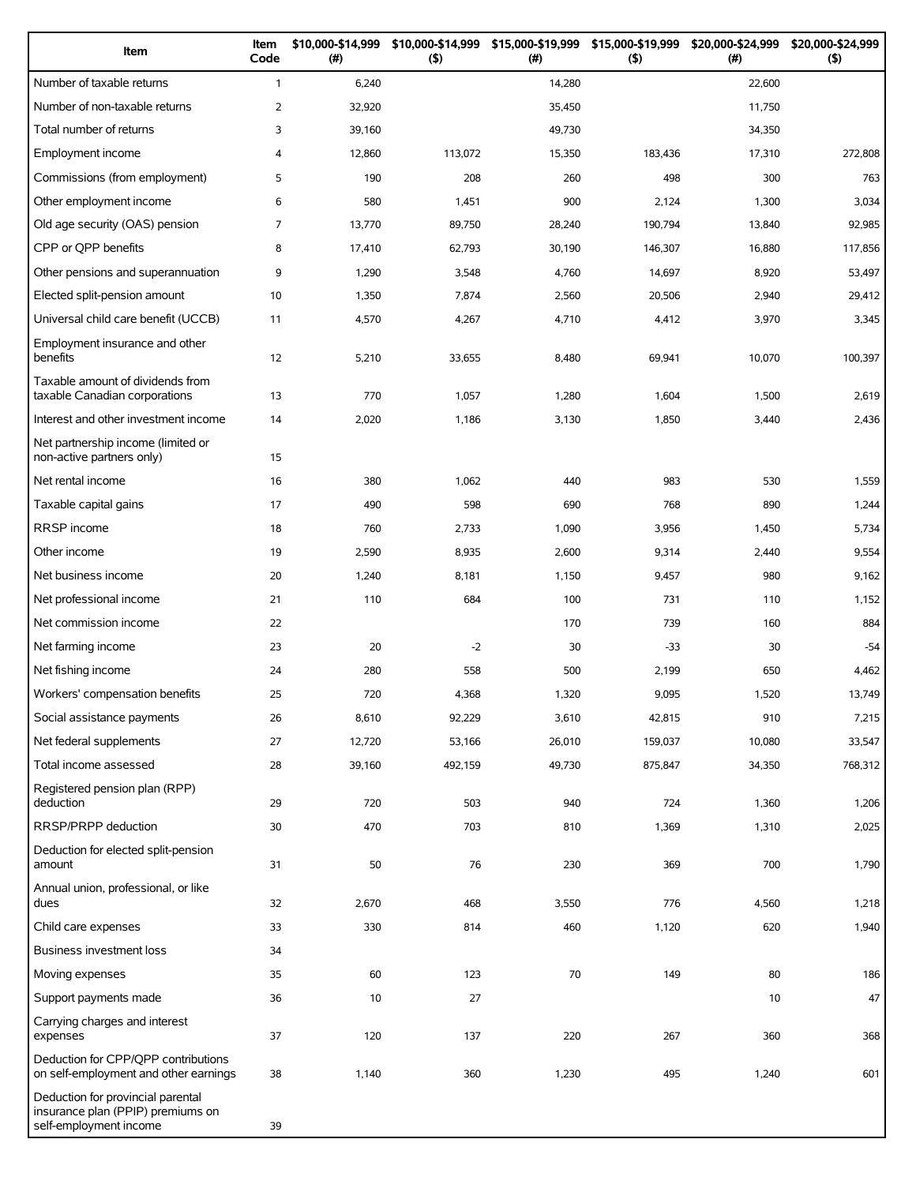| Item | Item Code | $10,000-$14,999 (#) | $10,000-$14,999 ($) | $15,000-$19,999 (#) | $15,000-$19,999 ($) | $20,000-$24,999 (#) | $20,000-$24,999 ($) |
|---|---|---|---|---|---|---|---|
| Number of taxable returns | 1 | 6,240 | | 14,280 | | 22,600 | |
| Number of non-taxable returns | 2 | 32,920 | | 35,450 | | 11,750 | |
| Total number of returns | 3 | 39,160 | | 49,730 | | 34,350 | |
| Employment income | 4 | 12,860 | 113,072 | 15,350 | 183,436 | 17,310 | 272,808 |
| Commissions (from employment) | 5 | 190 | 208 | 260 | 498 | 300 | 763 |
| Other employment income | 6 | 580 | 1,451 | 900 | 2,124 | 1,300 | 3,034 |
| Old age security (OAS) pension | 7 | 13,770 | 89,750 | 28,240 | 190,794 | 13,840 | 92,985 |
| CPP or QPP benefits | 8 | 17,410 | 62,793 | 30,190 | 146,307 | 16,880 | 117,856 |
| Other pensions and superannuation | 9 | 1,290 | 3,548 | 4,760 | 14,697 | 8,920 | 53,497 |
| Elected split-pension amount | 10 | 1,350 | 7,874 | 2,560 | 20,506 | 2,940 | 29,412 |
| Universal child care benefit (UCCB) | 11 | 4,570 | 4,267 | 4,710 | 4,412 | 3,970 | 3,345 |
| Employment insurance and other benefits | 12 | 5,210 | 33,655 | 8,480 | 69,941 | 10,070 | 100,397 |
| Taxable amount of dividends from taxable Canadian corporations | 13 | 770 | 1,057 | 1,280 | 1,604 | 1,500 | 2,619 |
| Interest and other investment income | 14 | 2,020 | 1,186 | 3,130 | 1,850 | 3,440 | 2,436 |
| Net partnership income (limited or non-active partners only) | 15 | | | | | | |
| Net rental income | 16 | 380 | 1,062 | 440 | 983 | 530 | 1,559 |
| Taxable capital gains | 17 | 490 | 598 | 690 | 768 | 890 | 1,244 |
| RRSP income | 18 | 760 | 2,733 | 1,090 | 3,956 | 1,450 | 5,734 |
| Other income | 19 | 2,590 | 8,935 | 2,600 | 9,314 | 2,440 | 9,554 |
| Net business income | 20 | 1,240 | 8,181 | 1,150 | 9,457 | 980 | 9,162 |
| Net professional income | 21 | 110 | 684 | 100 | 731 | 110 | 1,152 |
| Net commission income | 22 | | | 170 | 739 | 160 | 884 |
| Net farming income | 23 | 20 | -2 | 30 | -33 | 30 | -54 |
| Net fishing income | 24 | 280 | 558 | 500 | 2,199 | 650 | 4,462 |
| Workers' compensation benefits | 25 | 720 | 4,368 | 1,320 | 9,095 | 1,520 | 13,749 |
| Social assistance payments | 26 | 8,610 | 92,229 | 3,610 | 42,815 | 910 | 7,215 |
| Net federal supplements | 27 | 12,720 | 53,166 | 26,010 | 159,037 | 10,080 | 33,547 |
| Total income assessed | 28 | 39,160 | 492,159 | 49,730 | 875,847 | 34,350 | 768,312 |
| Registered pension plan (RPP) deduction | 29 | 720 | 503 | 940 | 724 | 1,360 | 1,206 |
| RRSP/PRPP deduction | 30 | 470 | 703 | 810 | 1,369 | 1,310 | 2,025 |
| Deduction for elected split-pension amount | 31 | 50 | 76 | 230 | 369 | 700 | 1,790 |
| Annual union, professional, or like dues | 32 | 2,670 | 468 | 3,550 | 776 | 4,560 | 1,218 |
| Child care expenses | 33 | 330 | 814 | 460 | 1,120 | 620 | 1,940 |
| Business investment loss | 34 | | | | | | |
| Moving expenses | 35 | 60 | 123 | 70 | 149 | 80 | 186 |
| Support payments made | 36 | 10 | 27 | | | 10 | 47 |
| Carrying charges and interest expenses | 37 | 120 | 137 | 220 | 267 | 360 | 368 |
| Deduction for CPP/QPP contributions on self-employment and other earnings | 38 | 1,140 | 360 | 1,230 | 495 | 1,240 | 601 |
| Deduction for provincial parental insurance plan (PPIP) premiums on self-employment income | 39 | | | | | | |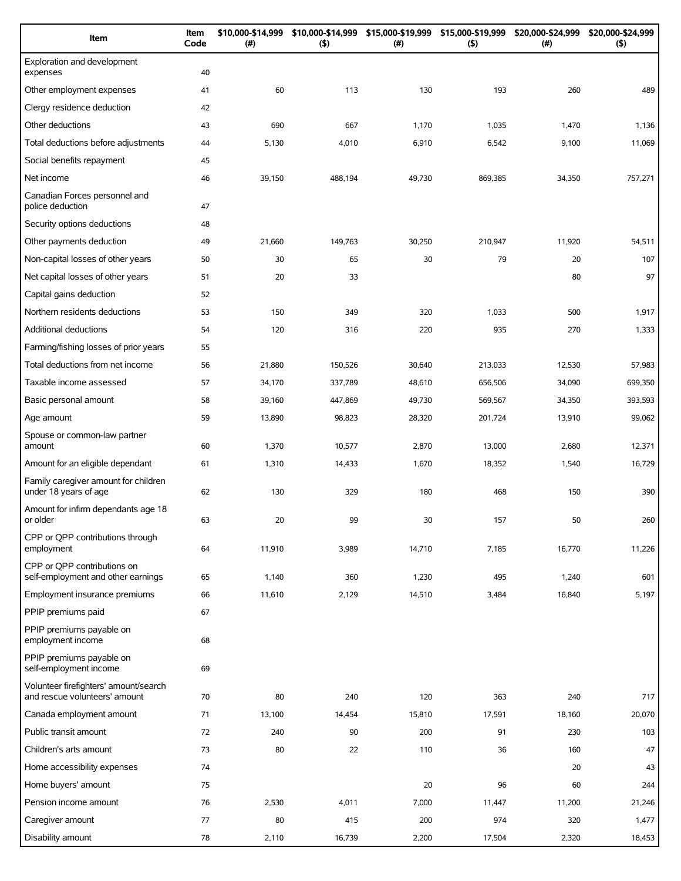| Item | Item Code | $10,000-$14,999 (#) | $10,000-$14,999 ($) | $15,000-$19,999 (#) | $15,000-$19,999 ($) | $20,000-$24,999 (#) | $20,000-$24,999 ($) |
|---|---|---|---|---|---|---|---|
| Exploration and development expenses | 40 | | | | | | |
| Other employment expenses | 41 | 60 | 113 | 130 | 193 | 260 | 489 |
| Clergy residence deduction | 42 | | | | | | |
| Other deductions | 43 | 690 | 667 | 1,170 | 1,035 | 1,470 | 1,136 |
| Total deductions before adjustments | 44 | 5,130 | 4,010 | 6,910 | 6,542 | 9,100 | 11,069 |
| Social benefits repayment | 45 | | | | | | |
| Net income | 46 | 39,150 | 488,194 | 49,730 | 869,385 | 34,350 | 757,271 |
| Canadian Forces personnel and police deduction | 47 | | | | | | |
| Security options deductions | 48 | | | | | | |
| Other payments deduction | 49 | 21,660 | 149,763 | 30,250 | 210,947 | 11,920 | 54,511 |
| Non-capital losses of other years | 50 | 30 | 65 | 30 | 79 | 20 | 107 |
| Net capital losses of other years | 51 | 20 | 33 | | | 80 | 97 |
| Capital gains deduction | 52 | | | | | | |
| Northern residents deductions | 53 | 150 | 349 | 320 | 1,033 | 500 | 1,917 |
| Additional deductions | 54 | 120 | 316 | 220 | 935 | 270 | 1,333 |
| Farming/fishing losses of prior years | 55 | | | | | | |
| Total deductions from net income | 56 | 21,880 | 150,526 | 30,640 | 213,033 | 12,530 | 57,983 |
| Taxable income assessed | 57 | 34,170 | 337,789 | 48,610 | 656,506 | 34,090 | 699,350 |
| Basic personal amount | 58 | 39,160 | 447,869 | 49,730 | 569,567 | 34,350 | 393,593 |
| Age amount | 59 | 13,890 | 98,823 | 28,320 | 201,724 | 13,910 | 99,062 |
| Spouse or common-law partner amount | 60 | 1,370 | 10,577 | 2,870 | 13,000 | 2,680 | 12,371 |
| Amount for an eligible dependant | 61 | 1,310 | 14,433 | 1,670 | 18,352 | 1,540 | 16,729 |
| Family caregiver amount for children under 18 years of age | 62 | 130 | 329 | 180 | 468 | 150 | 390 |
| Amount for infirm dependants age 18 or older | 63 | 20 | 99 | 30 | 157 | 50 | 260 |
| CPP or QPP contributions through employment | 64 | 11,910 | 3,989 | 14,710 | 7,185 | 16,770 | 11,226 |
| CPP or QPP contributions on self-employment and other earnings | 65 | 1,140 | 360 | 1,230 | 495 | 1,240 | 601 |
| Employment insurance premiums | 66 | 11,610 | 2,129 | 14,510 | 3,484 | 16,840 | 5,197 |
| PPIP premiums paid | 67 | | | | | | |
| PPIP premiums payable on employment income | 68 | | | | | | |
| PPIP premiums payable on self-employment income | 69 | | | | | | |
| Volunteer firefighters' amount/search and rescue volunteers' amount | 70 | 80 | 240 | 120 | 363 | 240 | 717 |
| Canada employment amount | 71 | 13,100 | 14,454 | 15,810 | 17,591 | 18,160 | 20,070 |
| Public transit amount | 72 | 240 | 90 | 200 | 91 | 230 | 103 |
| Children's arts amount | 73 | 80 | 22 | 110 | 36 | 160 | 47 |
| Home accessibility expenses | 74 | | | | | 20 | 43 |
| Home buyers' amount | 75 | | | 20 | 96 | 60 | 244 |
| Pension income amount | 76 | 2,530 | 4,011 | 7,000 | 11,447 | 11,200 | 21,246 |
| Caregiver amount | 77 | 80 | 415 | 200 | 974 | 320 | 1,477 |
| Disability amount | 78 | 2,110 | 16,739 | 2,200 | 17,504 | 2,320 | 18,453 |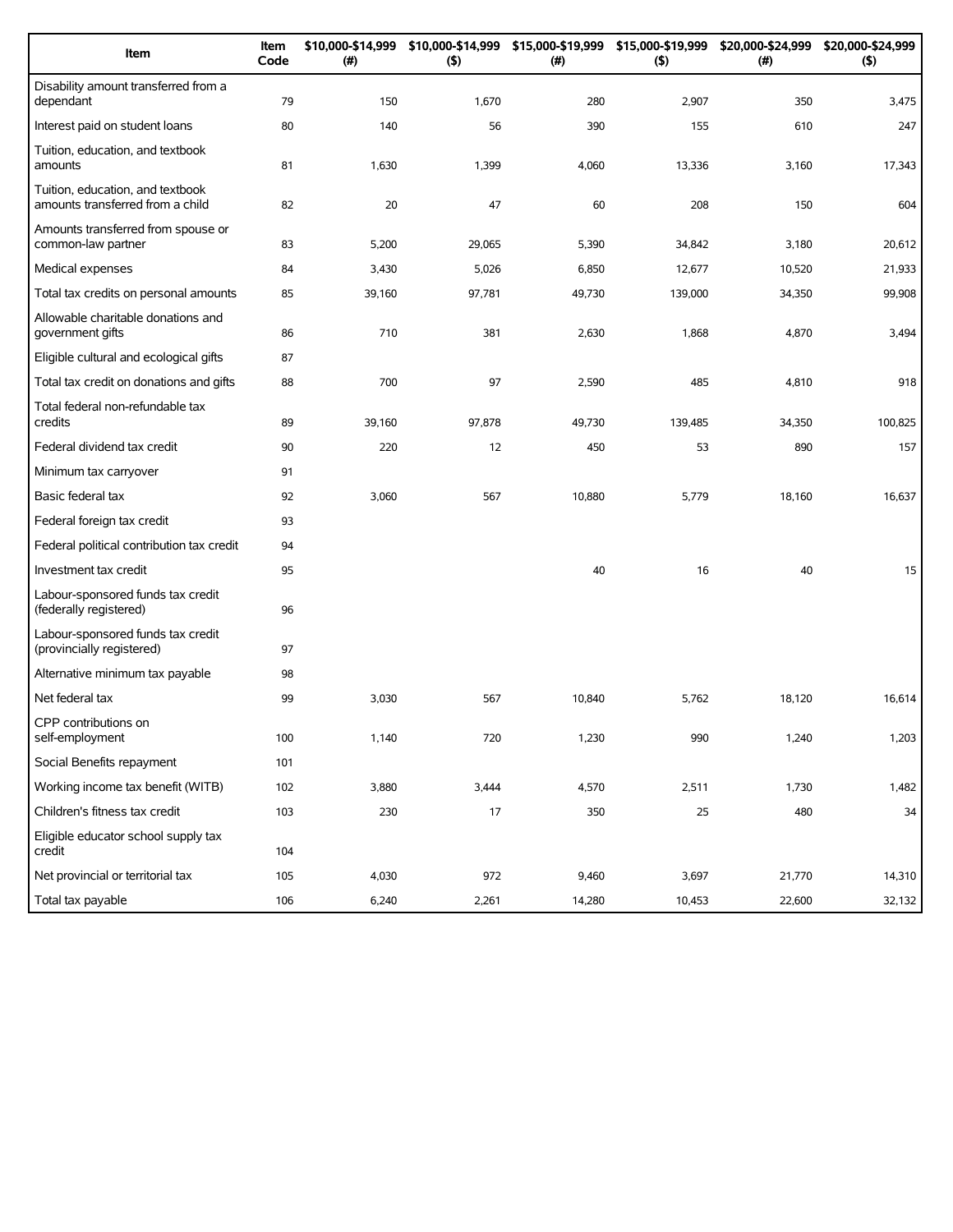| Item | Item Code | $10,000-$14,999 (#) | $10,000-$14,999 ($) | $15,000-$19,999 (#) | $15,000-$19,999 ($) | $20,000-$24,999 (#) | $20,000-$24,999 ($) |
|---|---|---|---|---|---|---|---|
| Disability amount transferred from a dependant | 79 | 150 | 1,670 | 280 | 2,907 | 350 | 3,475 |
| Interest paid on student loans | 80 | 140 | 56 | 390 | 155 | 610 | 247 |
| Tuition, education, and textbook amounts | 81 | 1,630 | 1,399 | 4,060 | 13,336 | 3,160 | 17,343 |
| Tuition, education, and textbook amounts transferred from a child | 82 | 20 | 47 | 60 | 208 | 150 | 604 |
| Amounts transferred from spouse or common-law partner | 83 | 5,200 | 29,065 | 5,390 | 34,842 | 3,180 | 20,612 |
| Medical expenses | 84 | 3,430 | 5,026 | 6,850 | 12,677 | 10,520 | 21,933 |
| Total tax credits on personal amounts | 85 | 39,160 | 97,781 | 49,730 | 139,000 | 34,350 | 99,908 |
| Allowable charitable donations and government gifts | 86 | 710 | 381 | 2,630 | 1,868 | 4,870 | 3,494 |
| Eligible cultural and ecological gifts | 87 | | | | | | |
| Total tax credit on donations and gifts | 88 | 700 | 97 | 2,590 | 485 | 4,810 | 918 |
| Total federal non-refundable tax credits | 89 | 39,160 | 97,878 | 49,730 | 139,485 | 34,350 | 100,825 |
| Federal dividend tax credit | 90 | 220 | 12 | 450 | 53 | 890 | 157 |
| Minimum tax carryover | 91 | | | | | | |
| Basic federal tax | 92 | 3,060 | 567 | 10,880 | 5,779 | 18,160 | 16,637 |
| Federal foreign tax credit | 93 | | | | | | |
| Federal political contribution tax credit | 94 | | | | | | |
| Investment tax credit | 95 | | | 40 | 16 | 40 | 15 |
| Labour-sponsored funds tax credit (federally registered) | 96 | | | | | | |
| Labour-sponsored funds tax credit (provincially registered) | 97 | | | | | | |
| Alternative minimum tax payable | 98 | | | | | | |
| Net federal tax | 99 | 3,030 | 567 | 10,840 | 5,762 | 18,120 | 16,614 |
| CPP contributions on self-employment | 100 | 1,140 | 720 | 1,230 | 990 | 1,240 | 1,203 |
| Social Benefits repayment | 101 | | | | | | |
| Working income tax benefit (WITB) | 102 | 3,880 | 3,444 | 4,570 | 2,511 | 1,730 | 1,482 |
| Children's fitness tax credit | 103 | 230 | 17 | 350 | 25 | 480 | 34 |
| Eligible educator school supply tax credit | 104 | | | | | | |
| Net provincial or territorial tax | 105 | 4,030 | 972 | 9,460 | 3,697 | 21,770 | 14,310 |
| Total tax payable | 106 | 6,240 | 2,261 | 14,280 | 10,453 | 22,600 | 32,132 |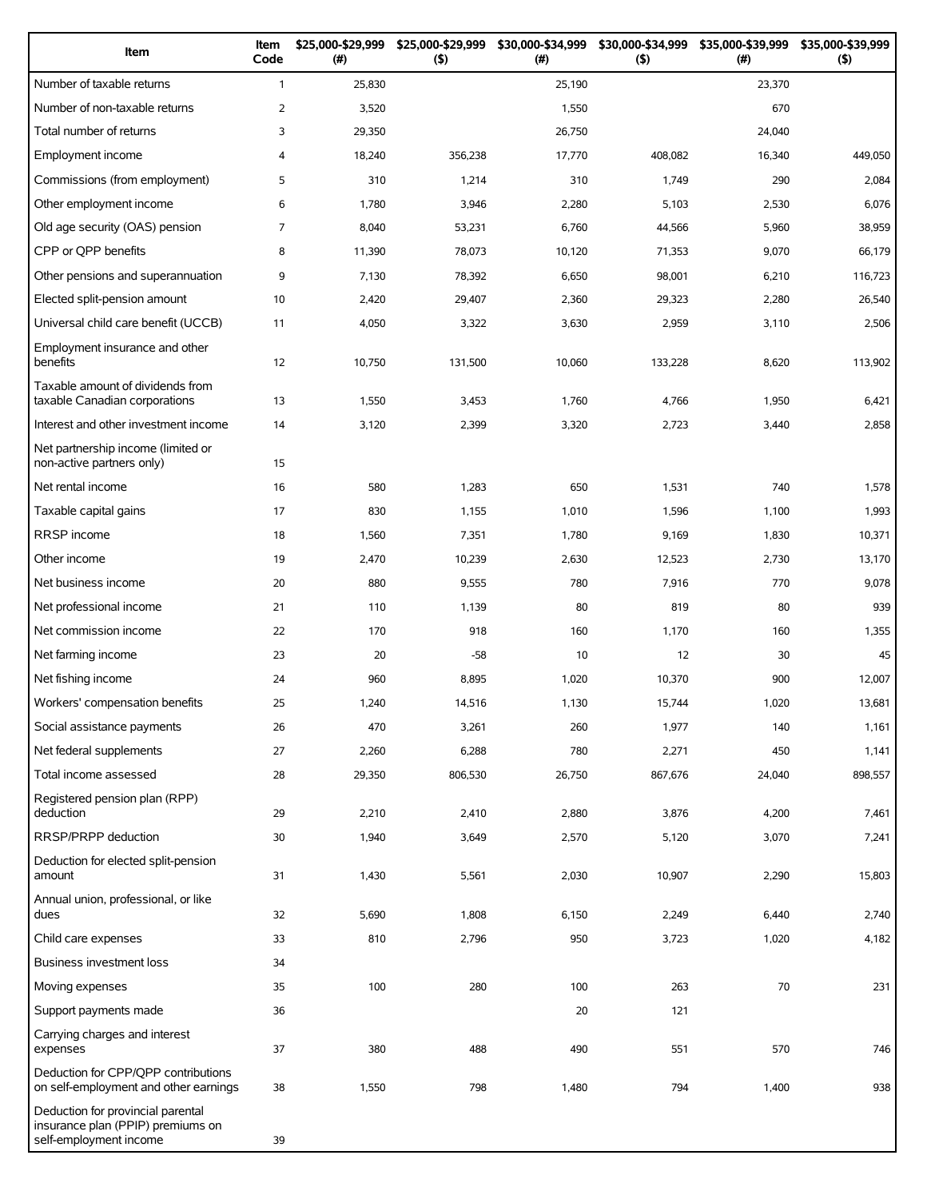| Item | Item Code | $25,000-$29,999 (#) | $25,000-$29,999 ($) | $30,000-$34,999 (#) | $30,000-$34,999 ($) | $35,000-$39,999 (#) | $35,000-$39,999 ($) |
|---|---|---|---|---|---|---|---|
| Number of taxable returns | 1 | 25,830 | | 25,190 | | 23,370 | |
| Number of non-taxable returns | 2 | 3,520 | | 1,550 | | 670 | |
| Total number of returns | 3 | 29,350 | | 26,750 | | 24,040 | |
| Employment income | 4 | 18,240 | 356,238 | 17,770 | 408,082 | 16,340 | 449,050 |
| Commissions (from employment) | 5 | 310 | 1,214 | 310 | 1,749 | 290 | 2,084 |
| Other employment income | 6 | 1,780 | 3,946 | 2,280 | 5,103 | 2,530 | 6,076 |
| Old age security (OAS) pension | 7 | 8,040 | 53,231 | 6,760 | 44,566 | 5,960 | 38,959 |
| CPP or QPP benefits | 8 | 11,390 | 78,073 | 10,120 | 71,353 | 9,070 | 66,179 |
| Other pensions and superannuation | 9 | 7,130 | 78,392 | 6,650 | 98,001 | 6,210 | 116,723 |
| Elected split-pension amount | 10 | 2,420 | 29,407 | 2,360 | 29,323 | 2,280 | 26,540 |
| Universal child care benefit (UCCB) | 11 | 4,050 | 3,322 | 3,630 | 2,959 | 3,110 | 2,506 |
| Employment insurance and other benefits | 12 | 10,750 | 131,500 | 10,060 | 133,228 | 8,620 | 113,902 |
| Taxable amount of dividends from taxable Canadian corporations | 13 | 1,550 | 3,453 | 1,760 | 4,766 | 1,950 | 6,421 |
| Interest and other investment income | 14 | 3,120 | 2,399 | 3,320 | 2,723 | 3,440 | 2,858 |
| Net partnership income (limited or non-active partners only) | 15 | | | | | | |
| Net rental income | 16 | 580 | 1,283 | 650 | 1,531 | 740 | 1,578 |
| Taxable capital gains | 17 | 830 | 1,155 | 1,010 | 1,596 | 1,100 | 1,993 |
| RRSP income | 18 | 1,560 | 7,351 | 1,780 | 9,169 | 1,830 | 10,371 |
| Other income | 19 | 2,470 | 10,239 | 2,630 | 12,523 | 2,730 | 13,170 |
| Net business income | 20 | 880 | 9,555 | 780 | 7,916 | 770 | 9,078 |
| Net professional income | 21 | 110 | 1,139 | 80 | 819 | 80 | 939 |
| Net commission income | 22 | 170 | 918 | 160 | 1,170 | 160 | 1,355 |
| Net farming income | 23 | 20 | -58 | 10 | 12 | 30 | 45 |
| Net fishing income | 24 | 960 | 8,895 | 1,020 | 10,370 | 900 | 12,007 |
| Workers' compensation benefits | 25 | 1,240 | 14,516 | 1,130 | 15,744 | 1,020 | 13,681 |
| Social assistance payments | 26 | 470 | 3,261 | 260 | 1,977 | 140 | 1,161 |
| Net federal supplements | 27 | 2,260 | 6,288 | 780 | 2,271 | 450 | 1,141 |
| Total income assessed | 28 | 29,350 | 806,530 | 26,750 | 867,676 | 24,040 | 898,557 |
| Registered pension plan (RPP) deduction | 29 | 2,210 | 2,410 | 2,880 | 3,876 | 4,200 | 7,461 |
| RRSP/PRPP deduction | 30 | 1,940 | 3,649 | 2,570 | 5,120 | 3,070 | 7,241 |
| Deduction for elected split-pension amount | 31 | 1,430 | 5,561 | 2,030 | 10,907 | 2,290 | 15,803 |
| Annual union, professional, or like dues | 32 | 5,690 | 1,808 | 6,150 | 2,249 | 6,440 | 2,740 |
| Child care expenses | 33 | 810 | 2,796 | 950 | 3,723 | 1,020 | 4,182 |
| Business investment loss | 34 | | | | | | |
| Moving expenses | 35 | 100 | 280 | 100 | 263 | 70 | 231 |
| Support payments made | 36 | | | 20 | 121 | | |
| Carrying charges and interest expenses | 37 | 380 | 488 | 490 | 551 | 570 | 746 |
| Deduction for CPP/QPP contributions on self-employment and other earnings | 38 | 1,550 | 798 | 1,480 | 794 | 1,400 | 938 |
| Deduction for provincial parental insurance plan (PPIP) premiums on self-employment income | 39 | | | | | | |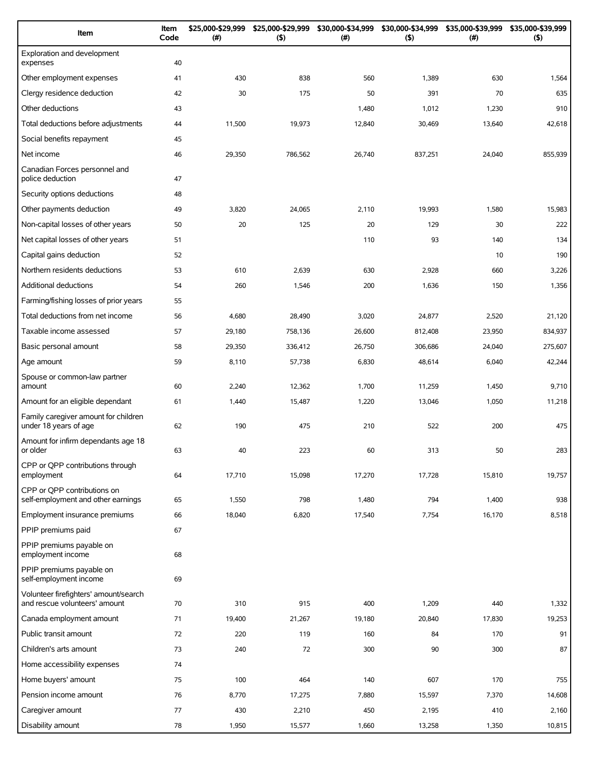| Item | Item Code | $25,000-$29,999 (#) | $25,000-$29,999 ($) | $30,000-$34,999 (#) | $30,000-$34,999 ($) | $35,000-$39,999 (#) | $35,000-$39,999 ($) |
|---|---|---|---|---|---|---|---|
| Exploration and development expenses | 40 | | | | | | |
| Other employment expenses | 41 | 430 | 838 | 560 | 1,389 | 630 | 1,564 |
| Clergy residence deduction | 42 | 30 | 175 | 50 | 391 | 70 | 635 |
| Other deductions | 43 | | | 1,480 | 1,012 | 1,230 | 910 |
| Total deductions before adjustments | 44 | 11,500 | 19,973 | 12,840 | 30,469 | 13,640 | 42,618 |
| Social benefits repayment | 45 | | | | | | |
| Net income | 46 | 29,350 | 786,562 | 26,740 | 837,251 | 24,040 | 855,939 |
| Canadian Forces personnel and police deduction | 47 | | | | | | |
| Security options deductions | 48 | | | | | | |
| Other payments deduction | 49 | 3,820 | 24,065 | 2,110 | 19,993 | 1,580 | 15,983 |
| Non-capital losses of other years | 50 | 20 | 125 | 20 | 129 | 30 | 222 |
| Net capital losses of other years | 51 | | | 110 | 93 | 140 | 134 |
| Capital gains deduction | 52 | | | | | 10 | 190 |
| Northern residents deductions | 53 | 610 | 2,639 | 630 | 2,928 | 660 | 3,226 |
| Additional deductions | 54 | 260 | 1,546 | 200 | 1,636 | 150 | 1,356 |
| Farming/fishing losses of prior years | 55 | | | | | | |
| Total deductions from net income | 56 | 4,680 | 28,490 | 3,020 | 24,877 | 2,520 | 21,120 |
| Taxable income assessed | 57 | 29,180 | 758,136 | 26,600 | 812,408 | 23,950 | 834,937 |
| Basic personal amount | 58 | 29,350 | 336,412 | 26,750 | 306,686 | 24,040 | 275,607 |
| Age amount | 59 | 8,110 | 57,738 | 6,830 | 48,614 | 6,040 | 42,244 |
| Spouse or common-law partner amount | 60 | 2,240 | 12,362 | 1,700 | 11,259 | 1,450 | 9,710 |
| Amount for an eligible dependant | 61 | 1,440 | 15,487 | 1,220 | 13,046 | 1,050 | 11,218 |
| Family caregiver amount for children under 18 years of age | 62 | 190 | 475 | 210 | 522 | 200 | 475 |
| Amount for infirm dependants age 18 or older | 63 | 40 | 223 | 60 | 313 | 50 | 283 |
| CPP or QPP contributions through employment | 64 | 17,710 | 15,098 | 17,270 | 17,728 | 15,810 | 19,757 |
| CPP or QPP contributions on self-employment and other earnings | 65 | 1,550 | 798 | 1,480 | 794 | 1,400 | 938 |
| Employment insurance premiums | 66 | 18,040 | 6,820 | 17,540 | 7,754 | 16,170 | 8,518 |
| PPIP premiums paid | 67 | | | | | | |
| PPIP premiums payable on employment income | 68 | | | | | | |
| PPIP premiums payable on self-employment income | 69 | | | | | | |
| Volunteer firefighters' amount/search and rescue volunteers' amount | 70 | 310 | 915 | 400 | 1,209 | 440 | 1,332 |
| Canada employment amount | 71 | 19,400 | 21,267 | 19,180 | 20,840 | 17,830 | 19,253 |
| Public transit amount | 72 | 220 | 119 | 160 | 84 | 170 | 91 |
| Children's arts amount | 73 | 240 | 72 | 300 | 90 | 300 | 87 |
| Home accessibility expenses | 74 | | | | | | |
| Home buyers' amount | 75 | 100 | 464 | 140 | 607 | 170 | 755 |
| Pension income amount | 76 | 8,770 | 17,275 | 7,880 | 15,597 | 7,370 | 14,608 |
| Caregiver amount | 77 | 430 | 2,210 | 450 | 2,195 | 410 | 2,160 |
| Disability amount | 78 | 1,950 | 15,577 | 1,660 | 13,258 | 1,350 | 10,815 |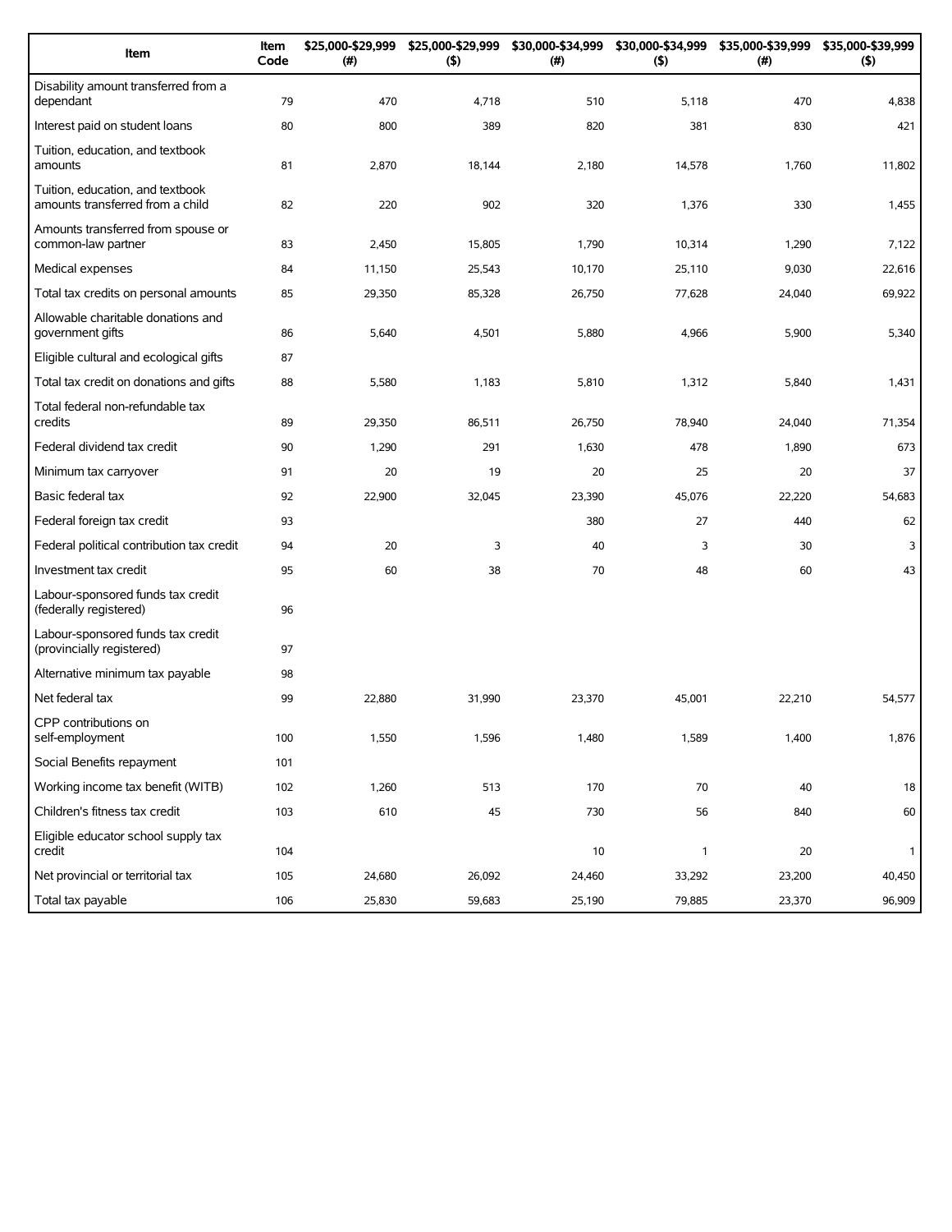| Item | Item Code | $25,000-$29,999 (#) | $25,000-$29,999 ($) | $30,000-$34,999 (#) | $30,000-$34,999 ($) | $35,000-$39,999 (#) | $35,000-$39,999 ($) |
|---|---|---|---|---|---|---|---|
| Disability amount transferred from a dependant | 79 | 470 | 4,718 | 510 | 5,118 | 470 | 4,838 |
| Interest paid on student loans | 80 | 800 | 389 | 820 | 381 | 830 | 421 |
| Tuition, education, and textbook amounts | 81 | 2,870 | 18,144 | 2,180 | 14,578 | 1,760 | 11,802 |
| Tuition, education, and textbook amounts transferred from a child | 82 | 220 | 902 | 320 | 1,376 | 330 | 1,455 |
| Amounts transferred from spouse or common-law partner | 83 | 2,450 | 15,805 | 1,790 | 10,314 | 1,290 | 7,122 |
| Medical expenses | 84 | 11,150 | 25,543 | 10,170 | 25,110 | 9,030 | 22,616 |
| Total tax credits on personal amounts | 85 | 29,350 | 85,328 | 26,750 | 77,628 | 24,040 | 69,922 |
| Allowable charitable donations and government gifts | 86 | 5,640 | 4,501 | 5,880 | 4,966 | 5,900 | 5,340 |
| Eligible cultural and ecological gifts | 87 | | | | | | |
| Total tax credit on donations and gifts | 88 | 5,580 | 1,183 | 5,810 | 1,312 | 5,840 | 1,431 |
| Total federal non-refundable tax credits | 89 | 29,350 | 86,511 | 26,750 | 78,940 | 24,040 | 71,354 |
| Federal dividend tax credit | 90 | 1,290 | 291 | 1,630 | 478 | 1,890 | 673 |
| Minimum tax carryover | 91 | 20 | 19 | 20 | 25 | 20 | 37 |
| Basic federal tax | 92 | 22,900 | 32,045 | 23,390 | 45,076 | 22,220 | 54,683 |
| Federal foreign tax credit | 93 | | | 380 | 27 | 440 | 62 |
| Federal political contribution tax credit | 94 | 20 | 3 | 40 | 3 | 30 | 3 |
| Investment tax credit | 95 | 60 | 38 | 70 | 48 | 60 | 43 |
| Labour-sponsored funds tax credit (federally registered) | 96 | | | | | | |
| Labour-sponsored funds tax credit (provincially registered) | 97 | | | | | | |
| Alternative minimum tax payable | 98 | | | | | | |
| Net federal tax | 99 | 22,880 | 31,990 | 23,370 | 45,001 | 22,210 | 54,577 |
| CPP contributions on self-employment | 100 | 1,550 | 1,596 | 1,480 | 1,589 | 1,400 | 1,876 |
| Social Benefits repayment | 101 | | | | | | |
| Working income tax benefit (WITB) | 102 | 1,260 | 513 | 170 | 70 | 40 | 18 |
| Children's fitness tax credit | 103 | 610 | 45 | 730 | 56 | 840 | 60 |
| Eligible educator school supply tax credit | 104 | | | 10 | 1 | 20 | 1 |
| Net provincial or territorial tax | 105 | 24,680 | 26,092 | 24,460 | 33,292 | 23,200 | 40,450 |
| Total tax payable | 106 | 25,830 | 59,683 | 25,190 | 79,885 | 23,370 | 96,909 |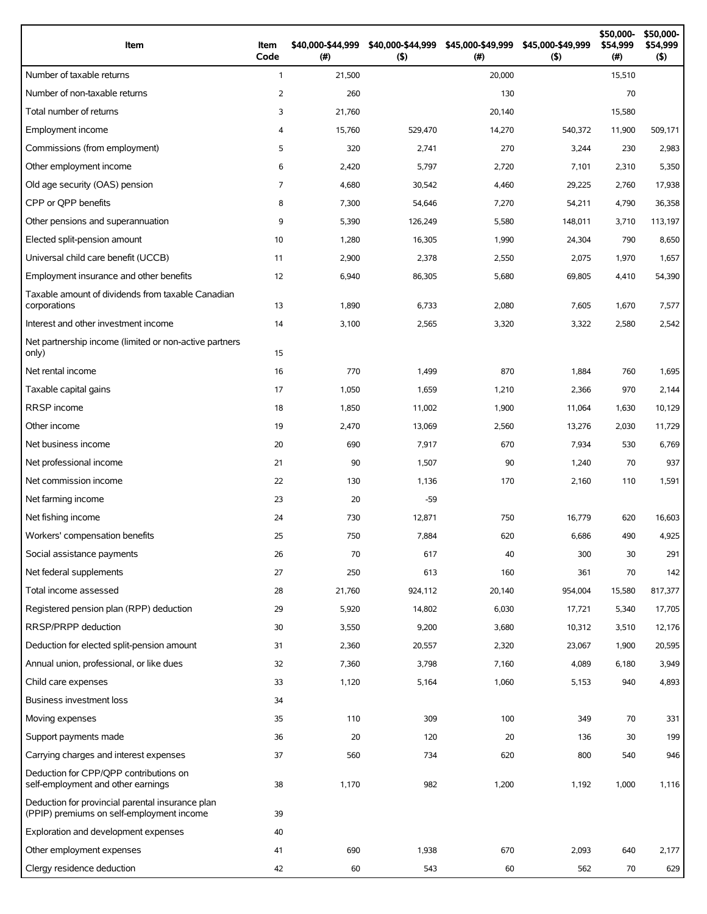| Item | Item Code | $40,000-$44,999 (#) | $40,000-$44,999 ($) | $45,000-$49,999 (#) | $45,000-$49,999 ($) | $50,000-$54,999 (#) | $50,000-$54,999 ($) |
|---|---|---|---|---|---|---|---|
| Number of taxable returns | 1 | 21,500 | | 20,000 | | 15,510 | |
| Number of non-taxable returns | 2 | 260 | | 130 | | 70 | |
| Total number of returns | 3 | 21,760 | | 20,140 | | 15,580 | |
| Employment income | 4 | 15,760 | 529,470 | 14,270 | 540,372 | 11,900 | 509,171 |
| Commissions (from employment) | 5 | 320 | 2,741 | 270 | 3,244 | 230 | 2,983 |
| Other employment income | 6 | 2,420 | 5,797 | 2,720 | 7,101 | 2,310 | 5,350 |
| Old age security (OAS) pension | 7 | 4,680 | 30,542 | 4,460 | 29,225 | 2,760 | 17,938 |
| CPP or QPP benefits | 8 | 7,300 | 54,646 | 7,270 | 54,211 | 4,790 | 36,358 |
| Other pensions and superannuation | 9 | 5,390 | 126,249 | 5,580 | 148,011 | 3,710 | 113,197 |
| Elected split-pension amount | 10 | 1,280 | 16,305 | 1,990 | 24,304 | 790 | 8,650 |
| Universal child care benefit (UCCB) | 11 | 2,900 | 2,378 | 2,550 | 2,075 | 1,970 | 1,657 |
| Employment insurance and other benefits | 12 | 6,940 | 86,305 | 5,680 | 69,805 | 4,410 | 54,390 |
| Taxable amount of dividends from taxable Canadian corporations | 13 | 1,890 | 6,733 | 2,080 | 7,605 | 1,670 | 7,577 |
| Interest and other investment income | 14 | 3,100 | 2,565 | 3,320 | 3,322 | 2,580 | 2,542 |
| Net partnership income (limited or non-active partners only) | 15 | | | | | | |
| Net rental income | 16 | 770 | 1,499 | 870 | 1,884 | 760 | 1,695 |
| Taxable capital gains | 17 | 1,050 | 1,659 | 1,210 | 2,366 | 970 | 2,144 |
| RRSP income | 18 | 1,850 | 11,002 | 1,900 | 11,064 | 1,630 | 10,129 |
| Other income | 19 | 2,470 | 13,069 | 2,560 | 13,276 | 2,030 | 11,729 |
| Net business income | 20 | 690 | 7,917 | 670 | 7,934 | 530 | 6,769 |
| Net professional income | 21 | 90 | 1,507 | 90 | 1,240 | 70 | 937 |
| Net commission income | 22 | 130 | 1,136 | 170 | 2,160 | 110 | 1,591 |
| Net farming income | 23 | 20 | -59 | | | | |
| Net fishing income | 24 | 730 | 12,871 | 750 | 16,779 | 620 | 16,603 |
| Workers' compensation benefits | 25 | 750 | 7,884 | 620 | 6,686 | 490 | 4,925 |
| Social assistance payments | 26 | 70 | 617 | 40 | 300 | 30 | 291 |
| Net federal supplements | 27 | 250 | 613 | 160 | 361 | 70 | 142 |
| Total income assessed | 28 | 21,760 | 924,112 | 20,140 | 954,004 | 15,580 | 817,377 |
| Registered pension plan (RPP) deduction | 29 | 5,920 | 14,802 | 6,030 | 17,721 | 5,340 | 17,705 |
| RRSP/PRPP deduction | 30 | 3,550 | 9,200 | 3,680 | 10,312 | 3,510 | 12,176 |
| Deduction for elected split-pension amount | 31 | 2,360 | 20,557 | 2,320 | 23,067 | 1,900 | 20,595 |
| Annual union, professional, or like dues | 32 | 7,360 | 3,798 | 7,160 | 4,089 | 6,180 | 3,949 |
| Child care expenses | 33 | 1,120 | 5,164 | 1,060 | 5,153 | 940 | 4,893 |
| Business investment loss | 34 | | | | | | |
| Moving expenses | 35 | 110 | 309 | 100 | 349 | 70 | 331 |
| Support payments made | 36 | 20 | 120 | 20 | 136 | 30 | 199 |
| Carrying charges and interest expenses | 37 | 560 | 734 | 620 | 800 | 540 | 946 |
| Deduction for CPP/QPP contributions on self-employment and other earnings | 38 | 1,170 | 982 | 1,200 | 1,192 | 1,000 | 1,116 |
| Deduction for provincial parental insurance plan (PPIP) premiums on self-employment income | 39 | | | | | | |
| Exploration and development expenses | 40 | | | | | | |
| Other employment expenses | 41 | 690 | 1,938 | 670 | 2,093 | 640 | 2,177 |
| Clergy residence deduction | 42 | 60 | 543 | 60 | 562 | 70 | 629 |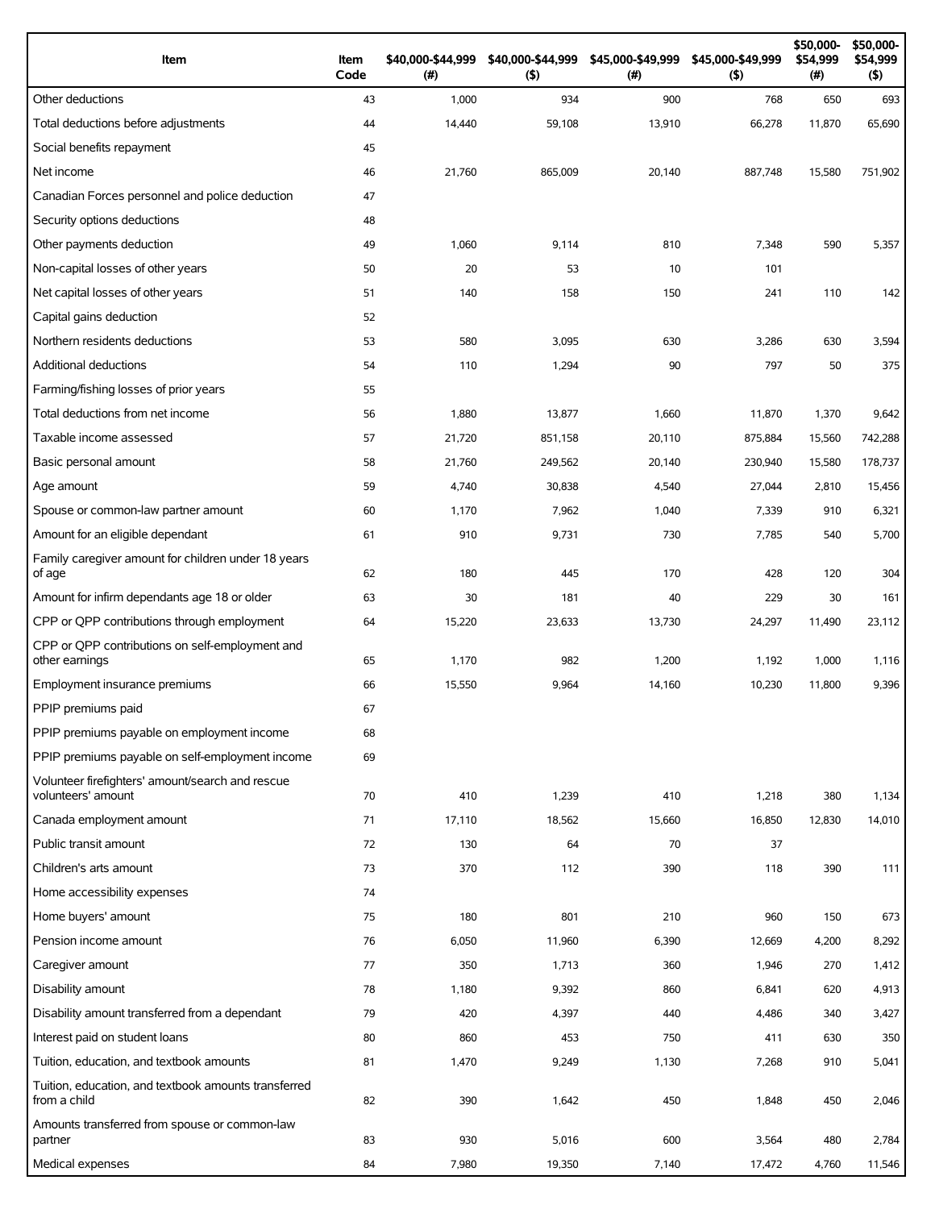| Item | Item Code | $40,000-$44,999 (#) | $40,000-$44,999 ($) | $45,000-$49,999 (#) | $45,000-$49,999 ($) | $50,000-$54,999 (#) | $50,000-$54,999 ($) |
|---|---|---|---|---|---|---|---|
| Other deductions | 43 | 1,000 | 934 | 900 | 768 | 650 | 693 |
| Total deductions before adjustments | 44 | 14,440 | 59,108 | 13,910 | 66,278 | 11,870 | 65,690 |
| Social benefits repayment | 45 | | | | | | |
| Net income | 46 | 21,760 | 865,009 | 20,140 | 887,748 | 15,580 | 751,902 |
| Canadian Forces personnel and police deduction | 47 | | | | | | |
| Security options deductions | 48 | | | | | | |
| Other payments deduction | 49 | 1,060 | 9,114 | 810 | 7,348 | 590 | 5,357 |
| Non-capital losses of other years | 50 | 20 | 53 | 10 | 101 | | |
| Net capital losses of other years | 51 | 140 | 158 | 150 | 241 | 110 | 142 |
| Capital gains deduction | 52 | | | | | | |
| Northern residents deductions | 53 | 580 | 3,095 | 630 | 3,286 | 630 | 3,594 |
| Additional deductions | 54 | 110 | 1,294 | 90 | 797 | 50 | 375 |
| Farming/fishing losses of prior years | 55 | | | | | | |
| Total deductions from net income | 56 | 1,880 | 13,877 | 1,660 | 11,870 | 1,370 | 9,642 |
| Taxable income assessed | 57 | 21,720 | 851,158 | 20,110 | 875,884 | 15,560 | 742,288 |
| Basic personal amount | 58 | 21,760 | 249,562 | 20,140 | 230,940 | 15,580 | 178,737 |
| Age amount | 59 | 4,740 | 30,838 | 4,540 | 27,044 | 2,810 | 15,456 |
| Spouse or common-law partner amount | 60 | 1,170 | 7,962 | 1,040 | 7,339 | 910 | 6,321 |
| Amount for an eligible dependant | 61 | 910 | 9,731 | 730 | 7,785 | 540 | 5,700 |
| Family caregiver amount for children under 18 years of age | 62 | 180 | 445 | 170 | 428 | 120 | 304 |
| Amount for infirm dependants age 18 or older | 63 | 30 | 181 | 40 | 229 | 30 | 161 |
| CPP or QPP contributions through employment | 64 | 15,220 | 23,633 | 13,730 | 24,297 | 11,490 | 23,112 |
| CPP or QPP contributions on self-employment and other earnings | 65 | 1,170 | 982 | 1,200 | 1,192 | 1,000 | 1,116 |
| Employment insurance premiums | 66 | 15,550 | 9,964 | 14,160 | 10,230 | 11,800 | 9,396 |
| PPIP premiums paid | 67 | | | | | | |
| PPIP premiums payable on employment income | 68 | | | | | | |
| PPIP premiums payable on self-employment income | 69 | | | | | | |
| Volunteer firefighters' amount/search and rescue volunteers' amount | 70 | 410 | 1,239 | 410 | 1,218 | 380 | 1,134 |
| Canada employment amount | 71 | 17,110 | 18,562 | 15,660 | 16,850 | 12,830 | 14,010 |
| Public transit amount | 72 | 130 | 64 | 70 | 37 | | |
| Children's arts amount | 73 | 370 | 112 | 390 | 118 | 390 | 111 |
| Home accessibility expenses | 74 | | | | | | |
| Home buyers' amount | 75 | 180 | 801 | 210 | 960 | 150 | 673 |
| Pension income amount | 76 | 6,050 | 11,960 | 6,390 | 12,669 | 4,200 | 8,292 |
| Caregiver amount | 77 | 350 | 1,713 | 360 | 1,946 | 270 | 1,412 |
| Disability amount | 78 | 1,180 | 9,392 | 860 | 6,841 | 620 | 4,913 |
| Disability amount transferred from a dependant | 79 | 420 | 4,397 | 440 | 4,486 | 340 | 3,427 |
| Interest paid on student loans | 80 | 860 | 453 | 750 | 411 | 630 | 350 |
| Tuition, education, and textbook amounts | 81 | 1,470 | 9,249 | 1,130 | 7,268 | 910 | 5,041 |
| Tuition, education, and textbook amounts transferred from a child | 82 | 390 | 1,642 | 450 | 1,848 | 450 | 2,046 |
| Amounts transferred from spouse or common-law partner | 83 | 930 | 5,016 | 600 | 3,564 | 480 | 2,784 |
| Medical expenses | 84 | 7,980 | 19,350 | 7,140 | 17,472 | 4,760 | 11,546 |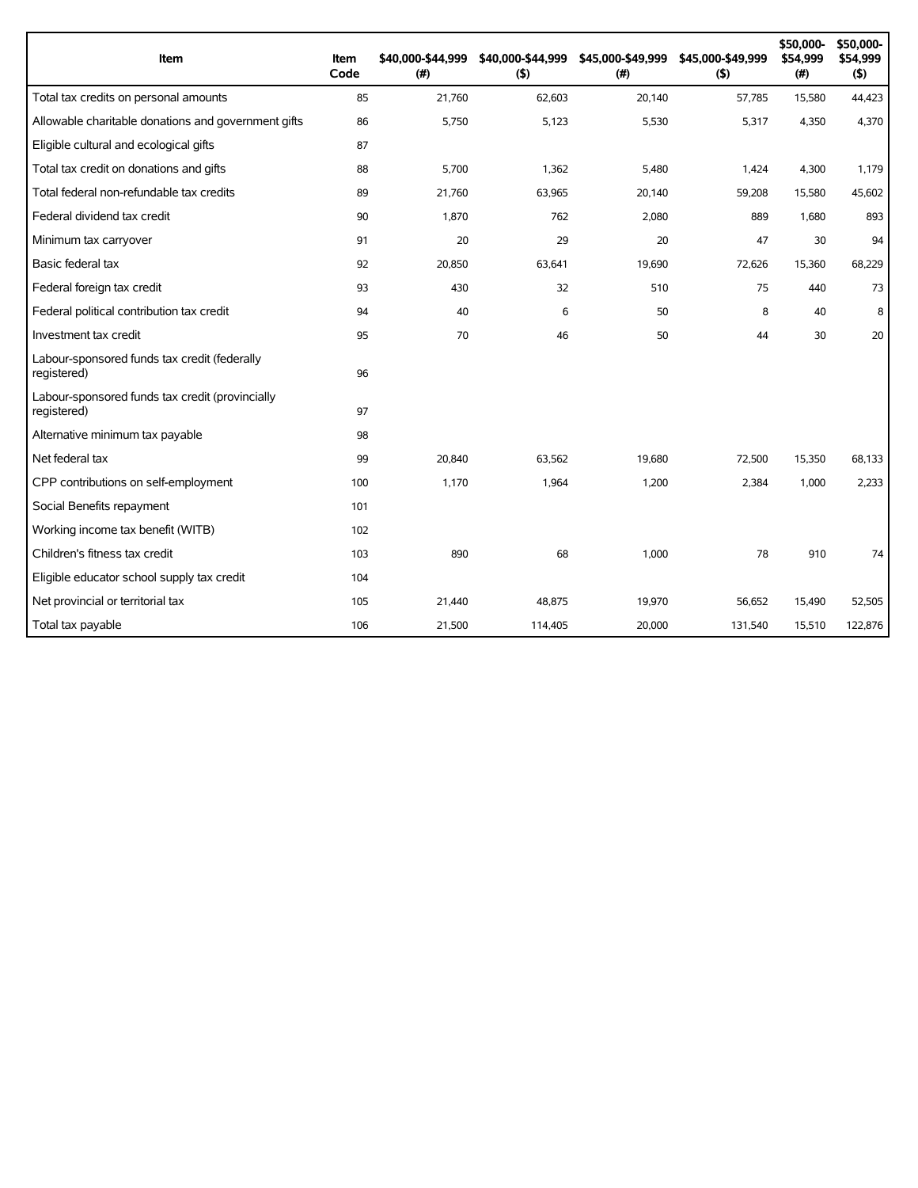| Item | Item Code | $40,000-$44,999 (#) | $40,000-$44,999 ($) | $45,000-$49,999 (#) | $45,000-$49,999 ($) | $50,000-$54,999 (#) | $50,000-$54,999 ($) |
|---|---|---|---|---|---|---|---|
| Total tax credits on personal amounts | 85 | 21,760 | 62,603 | 20,140 | 57,785 | 15,580 | 44,423 |
| Allowable charitable donations and government gifts | 86 | 5,750 | 5,123 | 5,530 | 5,317 | 4,350 | 4,370 |
| Eligible cultural and ecological gifts | 87 | | | | | | |
| Total tax credit on donations and gifts | 88 | 5,700 | 1,362 | 5,480 | 1,424 | 4,300 | 1,179 |
| Total federal non-refundable tax credits | 89 | 21,760 | 63,965 | 20,140 | 59,208 | 15,580 | 45,602 |
| Federal dividend tax credit | 90 | 1,870 | 762 | 2,080 | 889 | 1,680 | 893 |
| Minimum tax carryover | 91 | 20 | 29 | 20 | 47 | 30 | 94 |
| Basic federal tax | 92 | 20,850 | 63,641 | 19,690 | 72,626 | 15,360 | 68,229 |
| Federal foreign tax credit | 93 | 430 | 32 | 510 | 75 | 440 | 73 |
| Federal political contribution tax credit | 94 | 40 | 6 | 50 | 8 | 40 | 8 |
| Investment tax credit | 95 | 70 | 46 | 50 | 44 | 30 | 20 |
| Labour-sponsored funds tax credit (federally registered) | 96 | | | | | | |
| Labour-sponsored funds tax credit (provincially registered) | 97 | | | | | | |
| Alternative minimum tax payable | 98 | | | | | | |
| Net federal tax | 99 | 20,840 | 63,562 | 19,680 | 72,500 | 15,350 | 68,133 |
| CPP contributions on self-employment | 100 | 1,170 | 1,964 | 1,200 | 2,384 | 1,000 | 2,233 |
| Social Benefits repayment | 101 | | | | | | |
| Working income tax benefit (WITB) | 102 | | | | | | |
| Children's fitness tax credit | 103 | 890 | 68 | 1,000 | 78 | 910 | 74 |
| Eligible educator school supply tax credit | 104 | | | | | | |
| Net provincial or territorial tax | 105 | 21,440 | 48,875 | 19,970 | 56,652 | 15,490 | 52,505 |
| Total tax payable | 106 | 21,500 | 114,405 | 20,000 | 131,540 | 15,510 | 122,876 |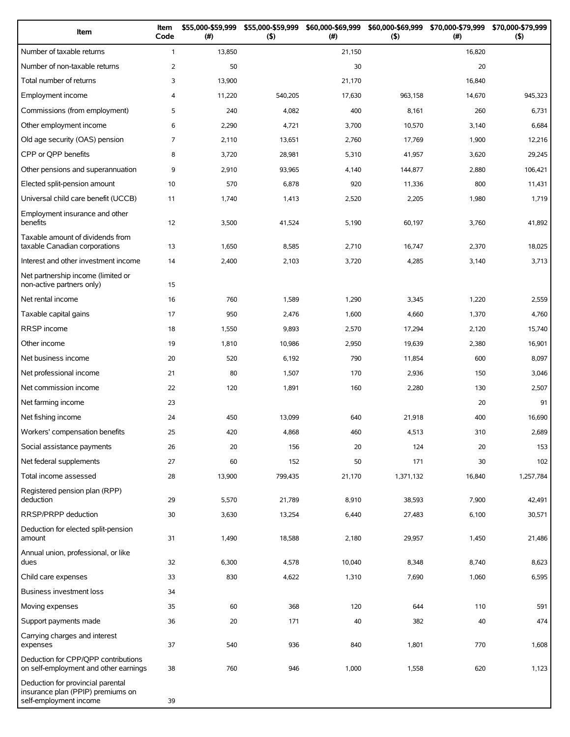| Item | Item Code | $55,000-$59,999 (#) | $55,000-$59,999 ($) | $60,000-$69,999 (#) | $60,000-$69,999 ($) | $70,000-$79,999 (#) | $70,000-$79,999 ($) |
|---|---|---|---|---|---|---|---|
| Number of taxable returns | 1 | 13,850 | | 21,150 | | 16,820 | |
| Number of non-taxable returns | 2 | 50 | | 30 | | 20 | |
| Total number of returns | 3 | 13,900 | | 21,170 | | 16,840 | |
| Employment income | 4 | 11,220 | 540,205 | 17,630 | 963,158 | 14,670 | 945,323 |
| Commissions (from employment) | 5 | 240 | 4,082 | 400 | 8,161 | 260 | 6,731 |
| Other employment income | 6 | 2,290 | 4,721 | 3,700 | 10,570 | 3,140 | 6,684 |
| Old age security (OAS) pension | 7 | 2,110 | 13,651 | 2,760 | 17,769 | 1,900 | 12,216 |
| CPP or QPP benefits | 8 | 3,720 | 28,981 | 5,310 | 41,957 | 3,620 | 29,245 |
| Other pensions and superannuation | 9 | 2,910 | 93,965 | 4,140 | 144,877 | 2,880 | 106,421 |
| Elected split-pension amount | 10 | 570 | 6,878 | 920 | 11,336 | 800 | 11,431 |
| Universal child care benefit (UCCB) | 11 | 1,740 | 1,413 | 2,520 | 2,205 | 1,980 | 1,719 |
| Employment insurance and other benefits | 12 | 3,500 | 41,524 | 5,190 | 60,197 | 3,760 | 41,892 |
| Taxable amount of dividends from taxable Canadian corporations | 13 | 1,650 | 8,585 | 2,710 | 16,747 | 2,370 | 18,025 |
| Interest and other investment income | 14 | 2,400 | 2,103 | 3,720 | 4,285 | 3,140 | 3,713 |
| Net partnership income (limited or non-active partners only) | 15 | | | | | | |
| Net rental income | 16 | 760 | 1,589 | 1,290 | 3,345 | 1,220 | 2,559 |
| Taxable capital gains | 17 | 950 | 2,476 | 1,600 | 4,660 | 1,370 | 4,760 |
| RRSP income | 18 | 1,550 | 9,893 | 2,570 | 17,294 | 2,120 | 15,740 |
| Other income | 19 | 1,810 | 10,986 | 2,950 | 19,639 | 2,380 | 16,901 |
| Net business income | 20 | 520 | 6,192 | 790 | 11,854 | 600 | 8,097 |
| Net professional income | 21 | 80 | 1,507 | 170 | 2,936 | 150 | 3,046 |
| Net commission income | 22 | 120 | 1,891 | 160 | 2,280 | 130 | 2,507 |
| Net farming income | 23 | | | | | 20 | 91 |
| Net fishing income | 24 | 450 | 13,099 | 640 | 21,918 | 400 | 16,690 |
| Workers' compensation benefits | 25 | 420 | 4,868 | 460 | 4,513 | 310 | 2,689 |
| Social assistance payments | 26 | 20 | 156 | 20 | 124 | 20 | 153 |
| Net federal supplements | 27 | 60 | 152 | 50 | 171 | 30 | 102 |
| Total income assessed | 28 | 13,900 | 799,435 | 21,170 | 1,371,132 | 16,840 | 1,257,784 |
| Registered pension plan (RPP) deduction | 29 | 5,570 | 21,789 | 8,910 | 38,593 | 7,900 | 42,491 |
| RRSP/PRPP deduction | 30 | 3,630 | 13,254 | 6,440 | 27,483 | 6,100 | 30,571 |
| Deduction for elected split-pension amount | 31 | 1,490 | 18,588 | 2,180 | 29,957 | 1,450 | 21,486 |
| Annual union, professional, or like dues | 32 | 6,300 | 4,578 | 10,040 | 8,348 | 8,740 | 8,623 |
| Child care expenses | 33 | 830 | 4,622 | 1,310 | 7,690 | 1,060 | 6,595 |
| Business investment loss | 34 | | | | | | |
| Moving expenses | 35 | 60 | 368 | 120 | 644 | 110 | 591 |
| Support payments made | 36 | 20 | 171 | 40 | 382 | 40 | 474 |
| Carrying charges and interest expenses | 37 | 540 | 936 | 840 | 1,801 | 770 | 1,608 |
| Deduction for CPP/QPP contributions on self-employment and other earnings | 38 | 760 | 946 | 1,000 | 1,558 | 620 | 1,123 |
| Deduction for provincial parental insurance plan (PPIP) premiums on self-employment income | 39 | | | | | | |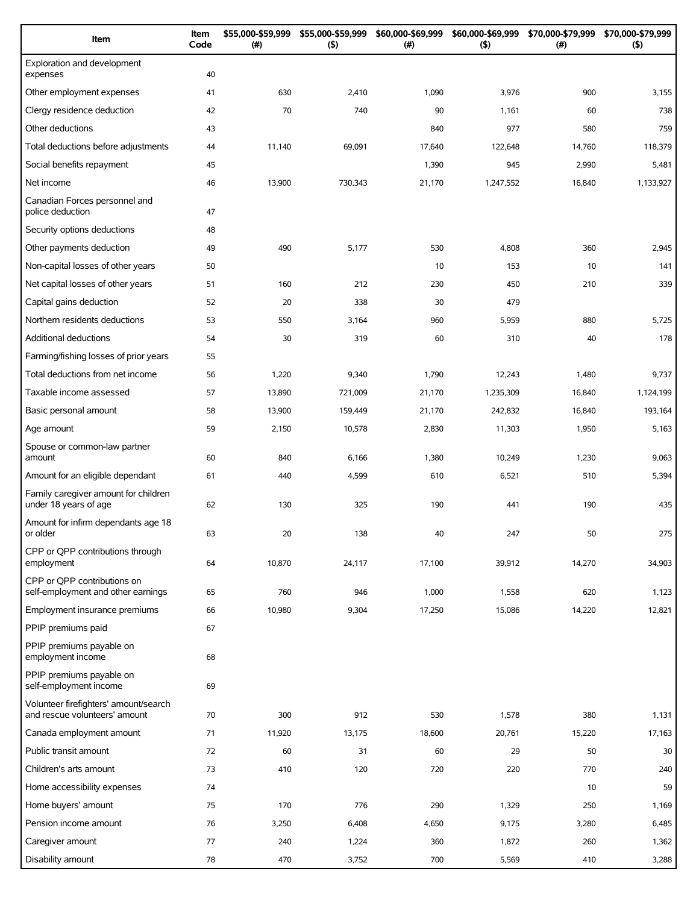| Item | Item Code | $55,000-$59,999 (#) | $55,000-$59,999 ($) | $60,000-$69,999 (#) | $60,000-$69,999 ($) | $70,000-$79,999 (#) | $70,000-$79,999 ($) |
|---|---|---|---|---|---|---|---|
| Exploration and development expenses | 40 | | | | | | |
| Other employment expenses | 41 | 630 | 2,410 | 1,090 | 3,976 | 900 | 3,155 |
| Clergy residence deduction | 42 | 70 | 740 | 90 | 1,161 | 60 | 738 |
| Other deductions | 43 | | | 840 | 977 | 580 | 759 |
| Total deductions before adjustments | 44 | 11,140 | 69,091 | 17,640 | 122,648 | 14,760 | 118,379 |
| Social benefits repayment | 45 | | | 1,390 | 945 | 2,990 | 5,481 |
| Net income | 46 | 13,900 | 730,343 | 21,170 | 1,247,552 | 16,840 | 1,133,927 |
| Canadian Forces personnel and police deduction | 47 | | | | | | |
| Security options deductions | 48 | | | | | | |
| Other payments deduction | 49 | 490 | 5,177 | 530 | 4,808 | 360 | 2,945 |
| Non-capital losses of other years | 50 | | | 10 | 153 | 10 | 141 |
| Net capital losses of other years | 51 | 160 | 212 | 230 | 450 | 210 | 339 |
| Capital gains deduction | 52 | 20 | 338 | 30 | 479 | | |
| Northern residents deductions | 53 | 550 | 3,164 | 960 | 5,959 | 880 | 5,725 |
| Additional deductions | 54 | 30 | 319 | 60 | 310 | 40 | 178 |
| Farming/fishing losses of prior years | 55 | | | | | | |
| Total deductions from net income | 56 | 1,220 | 9,340 | 1,790 | 12,243 | 1,480 | 9,737 |
| Taxable income assessed | 57 | 13,890 | 721,009 | 21,170 | 1,235,309 | 16,840 | 1,124,199 |
| Basic personal amount | 58 | 13,900 | 159,449 | 21,170 | 242,832 | 16,840 | 193,164 |
| Age amount | 59 | 2,150 | 10,578 | 2,830 | 11,303 | 1,950 | 5,163 |
| Spouse or common-law partner amount | 60 | 840 | 6,166 | 1,380 | 10,249 | 1,230 | 9,063 |
| Amount for an eligible dependant | 61 | 440 | 4,599 | 610 | 6,521 | 510 | 5,394 |
| Family caregiver amount for children under 18 years of age | 62 | 130 | 325 | 190 | 441 | 190 | 435 |
| Amount for infirm dependants age 18 or older | 63 | 20 | 138 | 40 | 247 | 50 | 275 |
| CPP or QPP contributions through employment | 64 | 10,870 | 24,117 | 17,100 | 39,912 | 14,270 | 34,903 |
| CPP or QPP contributions on self-employment and other earnings | 65 | 760 | 946 | 1,000 | 1,558 | 620 | 1,123 |
| Employment insurance premiums | 66 | 10,980 | 9,304 | 17,250 | 15,086 | 14,220 | 12,821 |
| PPIP premiums paid | 67 | | | | | | |
| PPIP premiums payable on employment income | 68 | | | | | | |
| PPIP premiums payable on self-employment income | 69 | | | | | | |
| Volunteer firefighters' amount/search and rescue volunteers' amount | 70 | 300 | 912 | 530 | 1,578 | 380 | 1,131 |
| Canada employment amount | 71 | 11,920 | 13,175 | 18,600 | 20,761 | 15,220 | 17,163 |
| Public transit amount | 72 | 60 | 31 | 60 | 29 | 50 | 30 |
| Children's arts amount | 73 | 410 | 120 | 720 | 220 | 770 | 240 |
| Home accessibility expenses | 74 | | | | | 10 | 59 |
| Home buyers' amount | 75 | 170 | 776 | 290 | 1,329 | 250 | 1,169 |
| Pension income amount | 76 | 3,250 | 6,408 | 4,650 | 9,175 | 3,280 | 6,485 |
| Caregiver amount | 77 | 240 | 1,224 | 360 | 1,872 | 260 | 1,362 |
| Disability amount | 78 | 470 | 3,752 | 700 | 5,569 | 410 | 3,288 |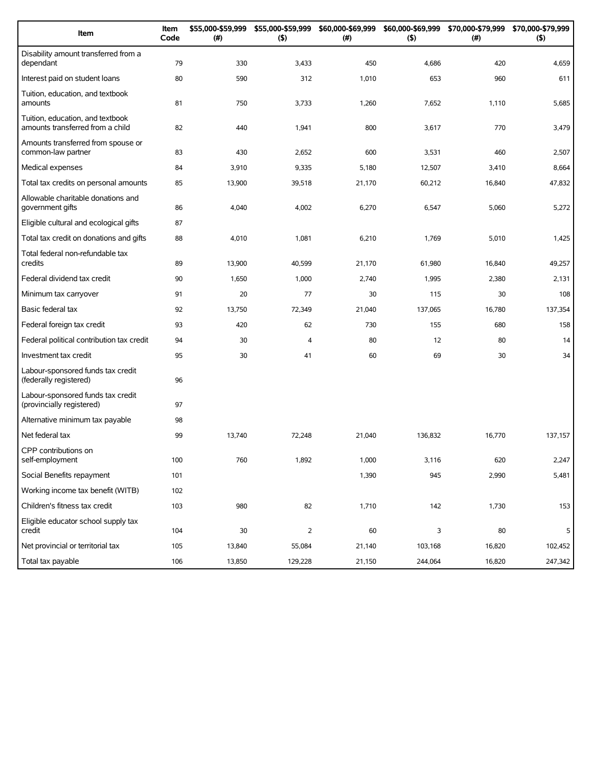| Item | Item Code | $55,000-$59,999 (#) | $55,000-$59,999 ($) | $60,000-$69,999 (#) | $60,000-$69,999 ($) | $70,000-$79,999 (#) | $70,000-$79,999 ($) |
|---|---|---|---|---|---|---|---|
| Disability amount transferred from a dependant | 79 | 330 | 3,433 | 450 | 4,686 | 420 | 4,659 |
| Interest paid on student loans | 80 | 590 | 312 | 1,010 | 653 | 960 | 611 |
| Tuition, education, and textbook amounts | 81 | 750 | 3,733 | 1,260 | 7,652 | 1,110 | 5,685 |
| Tuition, education, and textbook amounts transferred from a child | 82 | 440 | 1,941 | 800 | 3,617 | 770 | 3,479 |
| Amounts transferred from spouse or common-law partner | 83 | 430 | 2,652 | 600 | 3,531 | 460 | 2,507 |
| Medical expenses | 84 | 3,910 | 9,335 | 5,180 | 12,507 | 3,410 | 8,664 |
| Total tax credits on personal amounts | 85 | 13,900 | 39,518 | 21,170 | 60,212 | 16,840 | 47,832 |
| Allowable charitable donations and government gifts | 86 | 4,040 | 4,002 | 6,270 | 6,547 | 5,060 | 5,272 |
| Eligible cultural and ecological gifts | 87 | | | | | | |
| Total tax credit on donations and gifts | 88 | 4,010 | 1,081 | 6,210 | 1,769 | 5,010 | 1,425 |
| Total federal non-refundable tax credits | 89 | 13,900 | 40,599 | 21,170 | 61,980 | 16,840 | 49,257 |
| Federal dividend tax credit | 90 | 1,650 | 1,000 | 2,740 | 1,995 | 2,380 | 2,131 |
| Minimum tax carryover | 91 | 20 | 77 | 30 | 115 | 30 | 108 |
| Basic federal tax | 92 | 13,750 | 72,349 | 21,040 | 137,065 | 16,780 | 137,354 |
| Federal foreign tax credit | 93 | 420 | 62 | 730 | 155 | 680 | 158 |
| Federal political contribution tax credit | 94 | 30 | 4 | 80 | 12 | 80 | 14 |
| Investment tax credit | 95 | 30 | 41 | 60 | 69 | 30 | 34 |
| Labour-sponsored funds tax credit (federally registered) | 96 | | | | | | |
| Labour-sponsored funds tax credit (provincially registered) | 97 | | | | | | |
| Alternative minimum tax payable | 98 | | | | | | |
| Net federal tax | 99 | 13,740 | 72,248 | 21,040 | 136,832 | 16,770 | 137,157 |
| CPP contributions on self-employment | 100 | 760 | 1,892 | 1,000 | 3,116 | 620 | 2,247 |
| Social Benefits repayment | 101 | | | 1,390 | 945 | 2,990 | 5,481 |
| Working income tax benefit (WITB) | 102 | | | | | | |
| Children's fitness tax credit | 103 | 980 | 82 | 1,710 | 142 | 1,730 | 153 |
| Eligible educator school supply tax credit | 104 | 30 | 2 | 60 | 3 | 80 | 5 |
| Net provincial or territorial tax | 105 | 13,840 | 55,084 | 21,140 | 103,168 | 16,820 | 102,452 |
| Total tax payable | 106 | 13,850 | 129,228 | 21,150 | 244,064 | 16,820 | 247,342 |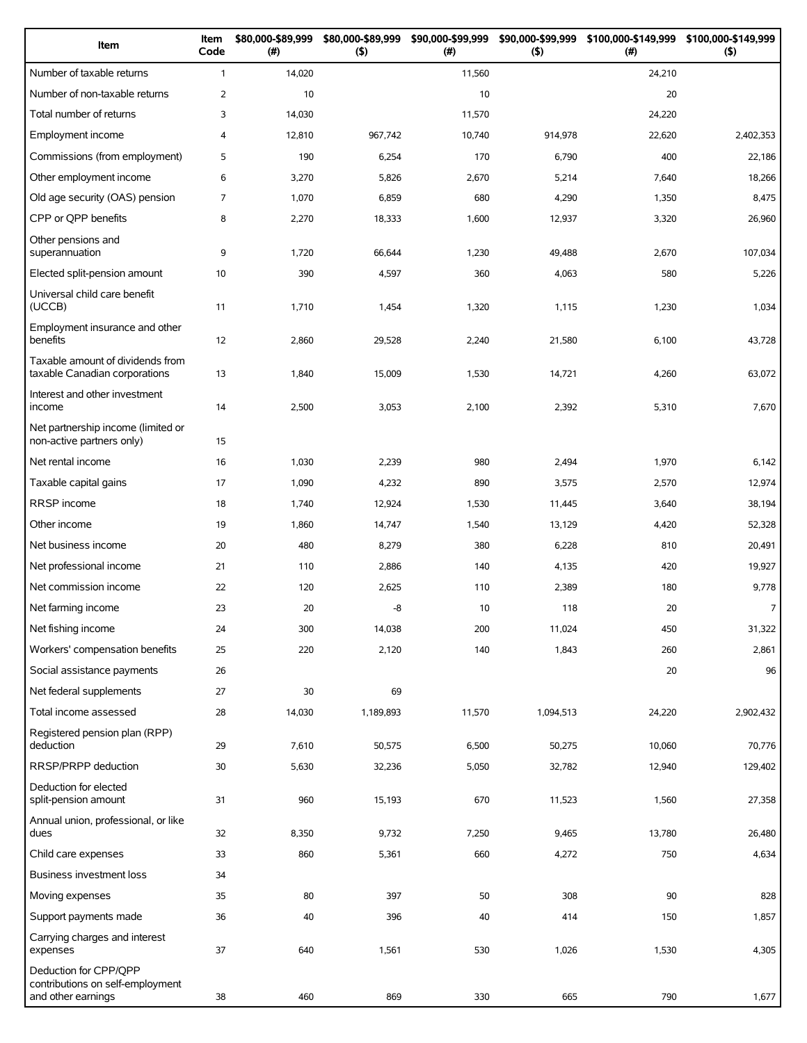| Item | Item Code | $80,000-$89,999 (#) | $80,000-$89,999 ($) | $90,000-$99,999 (#) | $90,000-$99,999 ($) | $100,000-$149,999 (#) | $100,000-$149,999 ($) |
|---|---|---|---|---|---|---|---|
| Number of taxable returns | 1 | 14,020 | | 11,560 | | 24,210 | |
| Number of non-taxable returns | 2 | 10 | | 10 | | 20 | |
| Total number of returns | 3 | 14,030 | | 11,570 | | 24,220 | |
| Employment income | 4 | 12,810 | 967,742 | 10,740 | 914,978 | 22,620 | 2,402,353 |
| Commissions (from employment) | 5 | 190 | 6,254 | 170 | 6,790 | 400 | 22,186 |
| Other employment income | 6 | 3,270 | 5,826 | 2,670 | 5,214 | 7,640 | 18,266 |
| Old age security (OAS) pension | 7 | 1,070 | 6,859 | 680 | 4,290 | 1,350 | 8,475 |
| CPP or QPP benefits | 8 | 2,270 | 18,333 | 1,600 | 12,937 | 3,320 | 26,960 |
| Other pensions and superannuation | 9 | 1,720 | 66,644 | 1,230 | 49,488 | 2,670 | 107,034 |
| Elected split-pension amount | 10 | 390 | 4,597 | 360 | 4,063 | 580 | 5,226 |
| Universal child care benefit (UCCB) | 11 | 1,710 | 1,454 | 1,320 | 1,115 | 1,230 | 1,034 |
| Employment insurance and other benefits | 12 | 2,860 | 29,528 | 2,240 | 21,580 | 6,100 | 43,728 |
| Taxable amount of dividends from taxable Canadian corporations | 13 | 1,840 | 15,009 | 1,530 | 14,721 | 4,260 | 63,072 |
| Interest and other investment income | 14 | 2,500 | 3,053 | 2,100 | 2,392 | 5,310 | 7,670 |
| Net partnership income (limited or non-active partners only) | 15 | | | | | | |
| Net rental income | 16 | 1,030 | 2,239 | 980 | 2,494 | 1,970 | 6,142 |
| Taxable capital gains | 17 | 1,090 | 4,232 | 890 | 3,575 | 2,570 | 12,974 |
| RRSP income | 18 | 1,740 | 12,924 | 1,530 | 11,445 | 3,640 | 38,194 |
| Other income | 19 | 1,860 | 14,747 | 1,540 | 13,129 | 4,420 | 52,328 |
| Net business income | 20 | 480 | 8,279 | 380 | 6,228 | 810 | 20,491 |
| Net professional income | 21 | 110 | 2,886 | 140 | 4,135 | 420 | 19,927 |
| Net commission income | 22 | 120 | 2,625 | 110 | 2,389 | 180 | 9,778 |
| Net farming income | 23 | 20 | -8 | 10 | 118 | 20 | 7 |
| Net fishing income | 24 | 300 | 14,038 | 200 | 11,024 | 450 | 31,322 |
| Workers' compensation benefits | 25 | 220 | 2,120 | 140 | 1,843 | 260 | 2,861 |
| Social assistance payments | 26 | | | | | 20 | 96 |
| Net federal supplements | 27 | 30 | 69 | | | | |
| Total income assessed | 28 | 14,030 | 1,189,893 | 11,570 | 1,094,513 | 24,220 | 2,902,432 |
| Registered pension plan (RPP) deduction | 29 | 7,610 | 50,575 | 6,500 | 50,275 | 10,060 | 70,776 |
| RRSP/PRPP deduction | 30 | 5,630 | 32,236 | 5,050 | 32,782 | 12,940 | 129,402 |
| Deduction for elected split-pension amount | 31 | 960 | 15,193 | 670 | 11,523 | 1,560 | 27,358 |
| Annual union, professional, or like dues | 32 | 8,350 | 9,732 | 7,250 | 9,465 | 13,780 | 26,480 |
| Child care expenses | 33 | 860 | 5,361 | 660 | 4,272 | 750 | 4,634 |
| Business investment loss | 34 | | | | | | |
| Moving expenses | 35 | 80 | 397 | 50 | 308 | 90 | 828 |
| Support payments made | 36 | 40 | 396 | 40 | 414 | 150 | 1,857 |
| Carrying charges and interest expenses | 37 | 640 | 1,561 | 530 | 1,026 | 1,530 | 4,305 |
| Deduction for CPP/QPP contributions on self-employment and other earnings | 38 | 460 | 869 | 330 | 665 | 790 | 1,677 |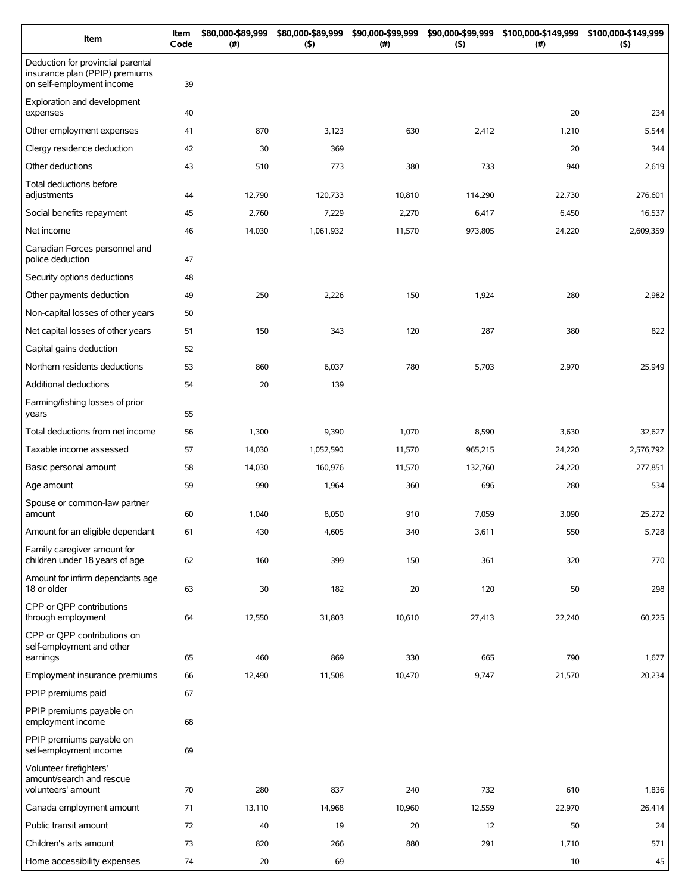| Item | Item Code | $80,000-$89,999 (#) | $80,000-$89,999 ($) | $90,000-$99,999 (#) | $90,000-$99,999 ($) | $100,000-$149,999 (#) | $100,000-$149,999 ($) |
|---|---|---|---|---|---|---|---|
| Deduction for provincial parental insurance plan (PPIP) premiums on self-employment income | 39 | | | | | | |
| Exploration and development expenses | 40 | | | | | 20 | 234 |
| Other employment expenses | 41 | 870 | 3,123 | 630 | 2,412 | 1,210 | 5,544 |
| Clergy residence deduction | 42 | 30 | 369 | | | 20 | 344 |
| Other deductions | 43 | 510 | 773 | 380 | 733 | 940 | 2,619 |
| Total deductions before adjustments | 44 | 12,790 | 120,733 | 10,810 | 114,290 | 22,730 | 276,601 |
| Social benefits repayment | 45 | 2,760 | 7,229 | 2,270 | 6,417 | 6,450 | 16,537 |
| Net income | 46 | 14,030 | 1,061,932 | 11,570 | 973,805 | 24,220 | 2,609,359 |
| Canadian Forces personnel and police deduction | 47 | | | | | | |
| Security options deductions | 48 | | | | | | |
| Other payments deduction | 49 | 250 | 2,226 | 150 | 1,924 | 280 | 2,982 |
| Non-capital losses of other years | 50 | | | | | | |
| Net capital losses of other years | 51 | 150 | 343 | 120 | 287 | 380 | 822 |
| Capital gains deduction | 52 | | | | | | |
| Northern residents deductions | 53 | 860 | 6,037 | 780 | 5,703 | 2,970 | 25,949 |
| Additional deductions | 54 | 20 | 139 | | | | |
| Farming/fishing losses of prior years | 55 | | | | | | |
| Total deductions from net income | 56 | 1,300 | 9,390 | 1,070 | 8,590 | 3,630 | 32,627 |
| Taxable income assessed | 57 | 14,030 | 1,052,590 | 11,570 | 965,215 | 24,220 | 2,576,792 |
| Basic personal amount | 58 | 14,030 | 160,976 | 11,570 | 132,760 | 24,220 | 277,851 |
| Age amount | 59 | 990 | 1,964 | 360 | 696 | 280 | 534 |
| Spouse or common-law partner amount | 60 | 1,040 | 8,050 | 910 | 7,059 | 3,090 | 25,272 |
| Amount for an eligible dependant | 61 | 430 | 4,605 | 340 | 3,611 | 550 | 5,728 |
| Family caregiver amount for children under 18 years of age | 62 | 160 | 399 | 150 | 361 | 320 | 770 |
| Amount for infirm dependants age 18 or older | 63 | 30 | 182 | 20 | 120 | 50 | 298 |
| CPP or QPP contributions through employment | 64 | 12,550 | 31,803 | 10,610 | 27,413 | 22,240 | 60,225 |
| CPP or QPP contributions on self-employment and other earnings | 65 | 460 | 869 | 330 | 665 | 790 | 1,677 |
| Employment insurance premiums | 66 | 12,490 | 11,508 | 10,470 | 9,747 | 21,570 | 20,234 |
| PPIP premiums paid | 67 | | | | | | |
| PPIP premiums payable on employment income | 68 | | | | | | |
| PPIP premiums payable on self-employment income | 69 | | | | | | |
| Volunteer firefighters' amount/search and rescue volunteers' amount | 70 | 280 | 837 | 240 | 732 | 610 | 1,836 |
| Canada employment amount | 71 | 13,110 | 14,968 | 10,960 | 12,559 | 22,970 | 26,414 |
| Public transit amount | 72 | 40 | 19 | 20 | 12 | 50 | 24 |
| Children's arts amount | 73 | 820 | 266 | 880 | 291 | 1,710 | 571 |
| Home accessibility expenses | 74 | 20 | 69 | | | 10 | 45 |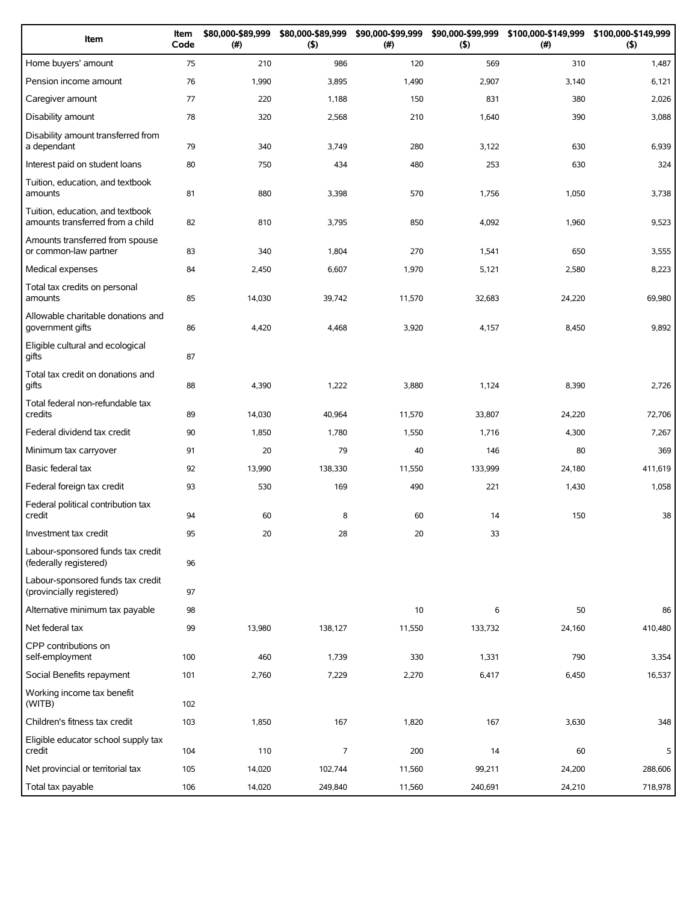| Item | Item Code | $80,000-$89,999 (#) | $80,000-$89,999 ($) | $90,000-$99,999 (#) | $90,000-$99,999 ($) | $100,000-$149,999 (#) | $100,000-$149,999 ($) |
|---|---|---|---|---|---|---|---|
| Home buyers' amount | 75 | 210 | 986 | 120 | 569 | 310 | 1,487 |
| Pension income amount | 76 | 1,990 | 3,895 | 1,490 | 2,907 | 3,140 | 6,121 |
| Caregiver amount | 77 | 220 | 1,188 | 150 | 831 | 380 | 2,026 |
| Disability amount | 78 | 320 | 2,568 | 210 | 1,640 | 390 | 3,088 |
| Disability amount transferred from a dependant | 79 | 340 | 3,749 | 280 | 3,122 | 630 | 6,939 |
| Interest paid on student loans | 80 | 750 | 434 | 480 | 253 | 630 | 324 |
| Tuition, education, and textbook amounts | 81 | 880 | 3,398 | 570 | 1,756 | 1,050 | 3,738 |
| Tuition, education, and textbook amounts transferred from a child | 82 | 810 | 3,795 | 850 | 4,092 | 1,960 | 9,523 |
| Amounts transferred from spouse or common-law partner | 83 | 340 | 1,804 | 270 | 1,541 | 650 | 3,555 |
| Medical expenses | 84 | 2,450 | 6,607 | 1,970 | 5,121 | 2,580 | 8,223 |
| Total tax credits on personal amounts | 85 | 14,030 | 39,742 | 11,570 | 32,683 | 24,220 | 69,980 |
| Allowable charitable donations and government gifts | 86 | 4,420 | 4,468 | 3,920 | 4,157 | 8,450 | 9,892 |
| Eligible cultural and ecological gifts | 87 | | | | | | |
| Total tax credit on donations and gifts | 88 | 4,390 | 1,222 | 3,880 | 1,124 | 8,390 | 2,726 |
| Total federal non-refundable tax credits | 89 | 14,030 | 40,964 | 11,570 | 33,807 | 24,220 | 72,706 |
| Federal dividend tax credit | 90 | 1,850 | 1,780 | 1,550 | 1,716 | 4,300 | 7,267 |
| Minimum tax carryover | 91 | 20 | 79 | 40 | 146 | 80 | 369 |
| Basic federal tax | 92 | 13,990 | 138,330 | 11,550 | 133,999 | 24,180 | 411,619 |
| Federal foreign tax credit | 93 | 530 | 169 | 490 | 221 | 1,430 | 1,058 |
| Federal political contribution tax credit | 94 | 60 | 8 | 60 | 14 | 150 | 38 |
| Investment tax credit | 95 | 20 | 28 | 20 | 33 | | |
| Labour-sponsored funds tax credit (federally registered) | 96 | | | | | | |
| Labour-sponsored funds tax credit (provincially registered) | 97 | | | | | | |
| Alternative minimum tax payable | 98 | | | 10 | 6 | 50 | 86 |
| Net federal tax | 99 | 13,980 | 138,127 | 11,550 | 133,732 | 24,160 | 410,480 |
| CPP contributions on self-employment | 100 | 460 | 1,739 | 330 | 1,331 | 790 | 3,354 |
| Social Benefits repayment | 101 | 2,760 | 7,229 | 2,270 | 6,417 | 6,450 | 16,537 |
| Working income tax benefit (WITB) | 102 | | | | | | |
| Children's fitness tax credit | 103 | 1,850 | 167 | 1,820 | 167 | 3,630 | 348 |
| Eligible educator school supply tax credit | 104 | 110 | 7 | 200 | 14 | 60 | 5 |
| Net provincial or territorial tax | 105 | 14,020 | 102,744 | 11,560 | 99,211 | 24,200 | 288,606 |
| Total tax payable | 106 | 14,020 | 249,840 | 11,560 | 240,691 | 24,210 | 718,978 |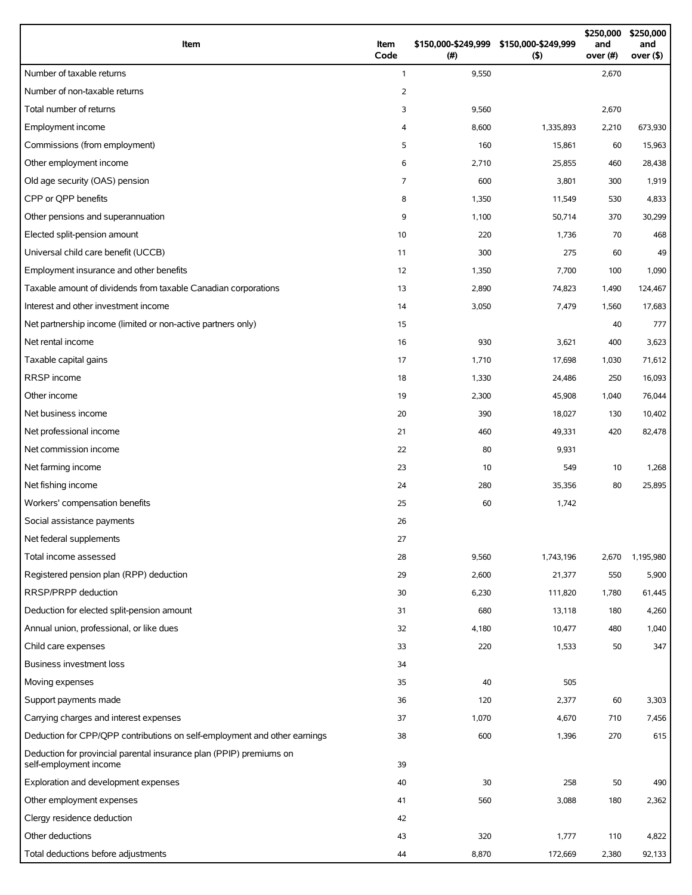| Item | Item Code | $150,000-$249,999 (#) | $150,000-$249,999 ($) | $250,000 and over (#) | $250,000 and over ($) |
|---|---|---|---|---|---|
| Number of taxable returns | 1 | 9,550 | | 2,670 | |
| Number of non-taxable returns | 2 | | | | |
| Total number of returns | 3 | 9,560 | | 2,670 | |
| Employment income | 4 | 8,600 | 1,335,893 | 2,210 | 673,930 |
| Commissions (from employment) | 5 | 160 | 15,861 | 60 | 15,963 |
| Other employment income | 6 | 2,710 | 25,855 | 460 | 28,438 |
| Old age security (OAS) pension | 7 | 600 | 3,801 | 300 | 1,919 |
| CPP or QPP benefits | 8 | 1,350 | 11,549 | 530 | 4,833 |
| Other pensions and superannuation | 9 | 1,100 | 50,714 | 370 | 30,299 |
| Elected split-pension amount | 10 | 220 | 1,736 | 70 | 468 |
| Universal child care benefit (UCCB) | 11 | 300 | 275 | 60 | 49 |
| Employment insurance and other benefits | 12 | 1,350 | 7,700 | 100 | 1,090 |
| Taxable amount of dividends from taxable Canadian corporations | 13 | 2,890 | 74,823 | 1,490 | 124,467 |
| Interest and other investment income | 14 | 3,050 | 7,479 | 1,560 | 17,683 |
| Net partnership income (limited or non-active partners only) | 15 | | | 40 | 777 |
| Net rental income | 16 | 930 | 3,621 | 400 | 3,623 |
| Taxable capital gains | 17 | 1,710 | 17,698 | 1,030 | 71,612 |
| RRSP income | 18 | 1,330 | 24,486 | 250 | 16,093 |
| Other income | 19 | 2,300 | 45,908 | 1,040 | 76,044 |
| Net business income | 20 | 390 | 18,027 | 130 | 10,402 |
| Net professional income | 21 | 460 | 49,331 | 420 | 82,478 |
| Net commission income | 22 | 80 | 9,931 | | |
| Net farming income | 23 | 10 | 549 | 10 | 1,268 |
| Net fishing income | 24 | 280 | 35,356 | 80 | 25,895 |
| Workers' compensation benefits | 25 | 60 | 1,742 | | |
| Social assistance payments | 26 | | | | |
| Net federal supplements | 27 | | | | |
| Total income assessed | 28 | 9,560 | 1,743,196 | 2,670 | 1,195,980 |
| Registered pension plan (RPP) deduction | 29 | 2,600 | 21,377 | 550 | 5,900 |
| RRSP/PRPP deduction | 30 | 6,230 | 111,820 | 1,780 | 61,445 |
| Deduction for elected split-pension amount | 31 | 680 | 13,118 | 180 | 4,260 |
| Annual union, professional, or like dues | 32 | 4,180 | 10,477 | 480 | 1,040 |
| Child care expenses | 33 | 220 | 1,533 | 50 | 347 |
| Business investment loss | 34 | | | | |
| Moving expenses | 35 | 40 | 505 | | |
| Support payments made | 36 | 120 | 2,377 | 60 | 3,303 |
| Carrying charges and interest expenses | 37 | 1,070 | 4,670 | 710 | 7,456 |
| Deduction for CPP/QPP contributions on self-employment and other earnings | 38 | 600 | 1,396 | 270 | 615 |
| Deduction for provincial parental insurance plan (PPIP) premiums on self-employment income | 39 | | | | |
| Exploration and development expenses | 40 | 30 | 258 | 50 | 490 |
| Other employment expenses | 41 | 560 | 3,088 | 180 | 2,362 |
| Clergy residence deduction | 42 | | | | |
| Other deductions | 43 | 320 | 1,777 | 110 | 4,822 |
| Total deductions before adjustments | 44 | 8,870 | 172,669 | 2,380 | 92,133 |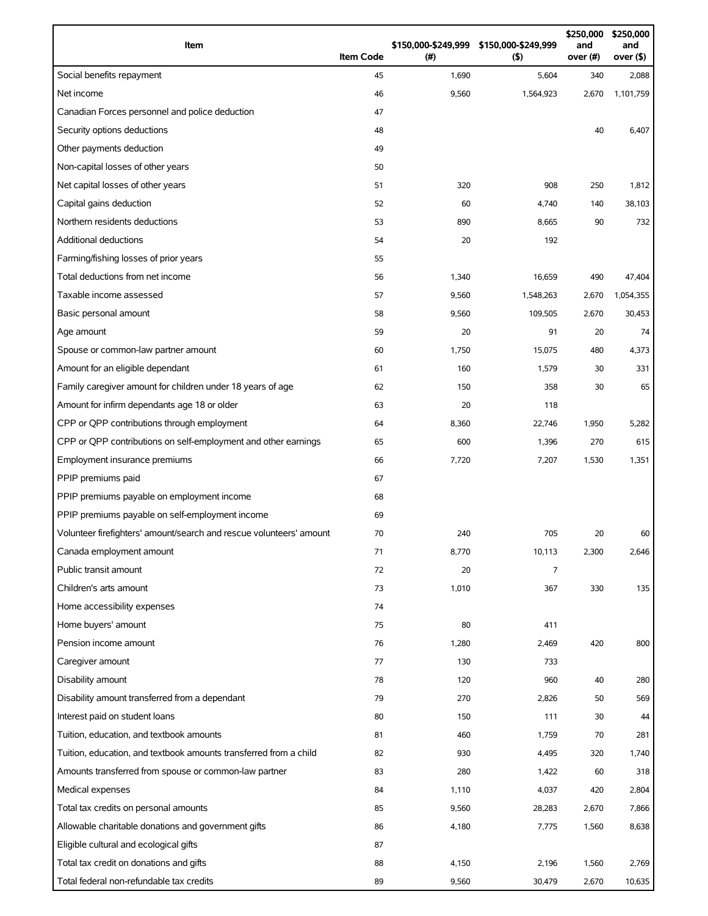| Item | Item Code | $150,000-$249,999 (#) | $150,000-$249,999 ($) | $250,000 and over (#) | $250,000 and over ($) |
|---|---|---|---|---|---|
| Social benefits repayment | 45 | 1,690 | 5,604 | 340 | 2,088 |
| Net income | 46 | 9,560 | 1,564,923 | 2,670 | 1,101,759 |
| Canadian Forces personnel and police deduction | 47 | | | | |
| Security options deductions | 48 | | | 40 | 6,407 |
| Other payments deduction | 49 | | | | |
| Non-capital losses of other years | 50 | | | | |
| Net capital losses of other years | 51 | 320 | 908 | 250 | 1,812 |
| Capital gains deduction | 52 | 60 | 4,740 | 140 | 38,103 |
| Northern residents deductions | 53 | 890 | 8,665 | 90 | 732 |
| Additional deductions | 54 | 20 | 192 | | |
| Farming/fishing losses of prior years | 55 | | | | |
| Total deductions from net income | 56 | 1,340 | 16,659 | 490 | 47,404 |
| Taxable income assessed | 57 | 9,560 | 1,548,263 | 2,670 | 1,054,355 |
| Basic personal amount | 58 | 9,560 | 109,505 | 2,670 | 30,453 |
| Age amount | 59 | 20 | 91 | 20 | 74 |
| Spouse or common-law partner amount | 60 | 1,750 | 15,075 | 480 | 4,373 |
| Amount for an eligible dependant | 61 | 160 | 1,579 | 30 | 331 |
| Family caregiver amount for children under 18 years of age | 62 | 150 | 358 | 30 | 65 |
| Amount for infirm dependants age 18 or older | 63 | 20 | 118 | | |
| CPP or QPP contributions through employment | 64 | 8,360 | 22,746 | 1,950 | 5,282 |
| CPP or QPP contributions on self-employment and other earnings | 65 | 600 | 1,396 | 270 | 615 |
| Employment insurance premiums | 66 | 7,720 | 7,207 | 1,530 | 1,351 |
| PPIP premiums paid | 67 | | | | |
| PPIP premiums payable on employment income | 68 | | | | |
| PPIP premiums payable on self-employment income | 69 | | | | |
| Volunteer firefighters' amount/search and rescue volunteers' amount | 70 | 240 | 705 | 20 | 60 |
| Canada employment amount | 71 | 8,770 | 10,113 | 2,300 | 2,646 |
| Public transit amount | 72 | 20 | 7 | | |
| Children's arts amount | 73 | 1,010 | 367 | 330 | 135 |
| Home accessibility expenses | 74 | | | | |
| Home buyers' amount | 75 | 80 | 411 | | |
| Pension income amount | 76 | 1,280 | 2,469 | 420 | 800 |
| Caregiver amount | 77 | 130 | 733 | | |
| Disability amount | 78 | 120 | 960 | 40 | 280 |
| Disability amount transferred from a dependant | 79 | 270 | 2,826 | 50 | 569 |
| Interest paid on student loans | 80 | 150 | 111 | 30 | 44 |
| Tuition, education, and textbook amounts | 81 | 460 | 1,759 | 70 | 281 |
| Tuition, education, and textbook amounts transferred from a child | 82 | 930 | 4,495 | 320 | 1,740 |
| Amounts transferred from spouse or common-law partner | 83 | 280 | 1,422 | 60 | 318 |
| Medical expenses | 84 | 1,110 | 4,037 | 420 | 2,804 |
| Total tax credits on personal amounts | 85 | 9,560 | 28,283 | 2,670 | 7,866 |
| Allowable charitable donations and government gifts | 86 | 4,180 | 7,775 | 1,560 | 8,638 |
| Eligible cultural and ecological gifts | 87 | | | | |
| Total tax credit on donations and gifts | 88 | 4,150 | 2,196 | 1,560 | 2,769 |
| Total federal non-refundable tax credits | 89 | 9,560 | 30,479 | 2,670 | 10,635 |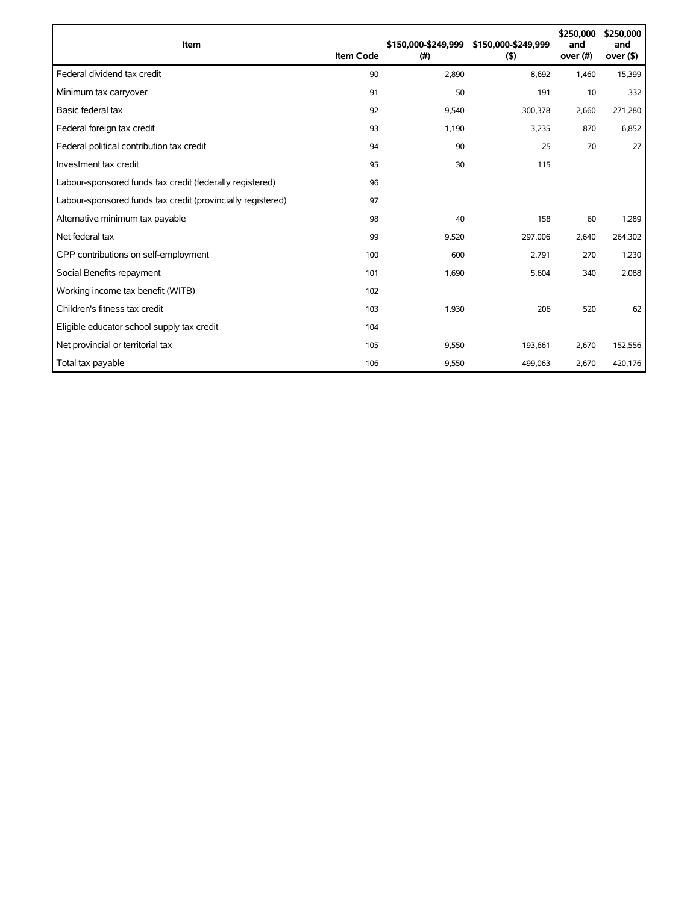| Item | Item Code | $150,000-$249,999 (#) | $150,000-$249,999 ($) | $250,000 and over (#) | $250,000 and over ($) |
|---|---|---|---|---|---|
| Federal dividend tax credit | 90 | 2,890 | 8,692 | 1,460 | 15,399 |
| Minimum tax carryover | 91 | 50 | 191 | 10 | 332 |
| Basic federal tax | 92 | 9,540 | 300,378 | 2,660 | 271,280 |
| Federal foreign tax credit | 93 | 1,190 | 3,235 | 870 | 6,852 |
| Federal political contribution tax credit | 94 | 90 | 25 | 70 | 27 |
| Investment tax credit | 95 | 30 | 115 | | |
| Labour-sponsored funds tax credit (federally registered) | 96 | | | | |
| Labour-sponsored funds tax credit (provincially registered) | 97 | | | | |
| Alternative minimum tax payable | 98 | 40 | 158 | 60 | 1,289 |
| Net federal tax | 99 | 9,520 | 297,006 | 2,640 | 264,302 |
| CPP contributions on self-employment | 100 | 600 | 2,791 | 270 | 1,230 |
| Social Benefits repayment | 101 | 1,690 | 5,604 | 340 | 2,088 |
| Working income tax benefit (WITB) | 102 | | | | |
| Children's fitness tax credit | 103 | 1,930 | 206 | 520 | 62 |
| Eligible educator school supply tax credit | 104 | | | | |
| Net provincial or territorial tax | 105 | 9,550 | 193,661 | 2,670 | 152,556 |
| Total tax payable | 106 | 9,550 | 499,063 | 2,670 | 420,176 |